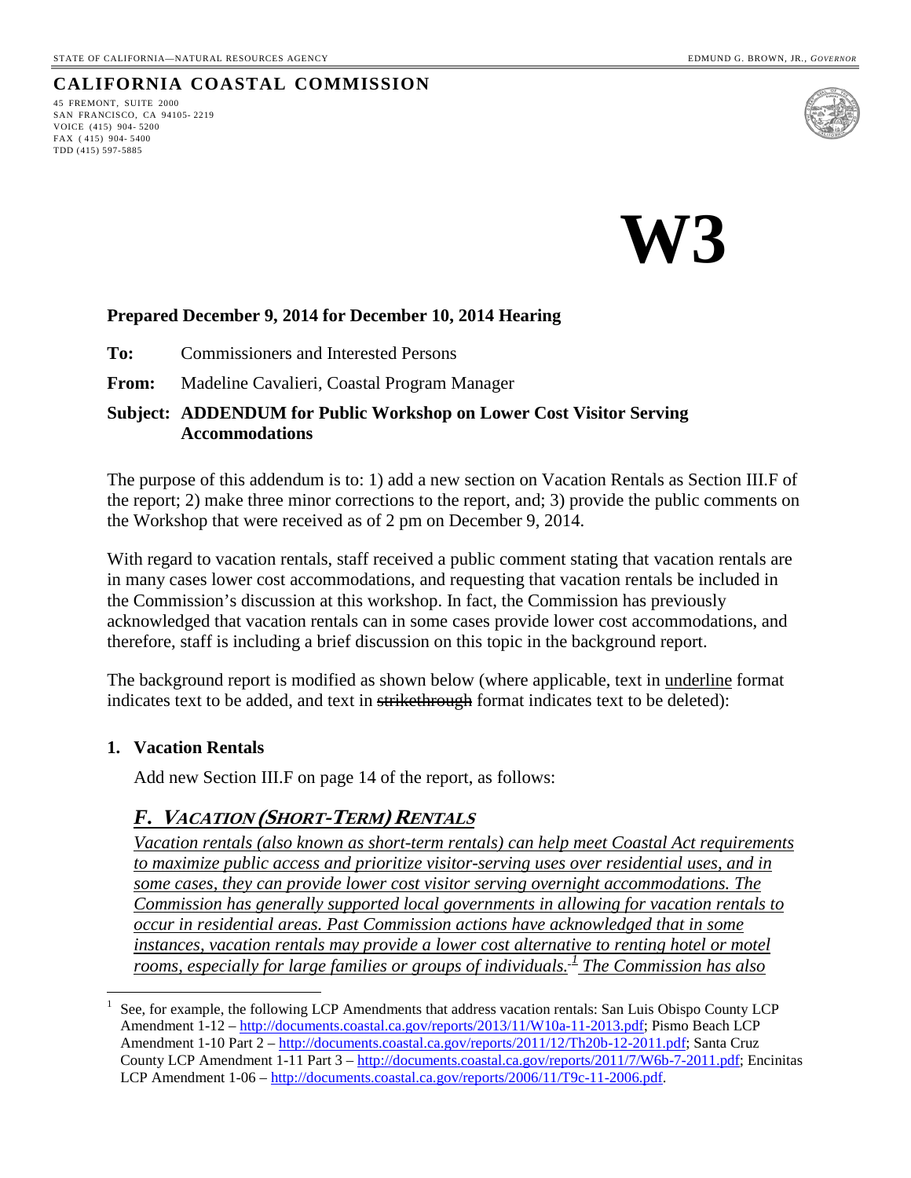STATE OF CALIFORNIA—NATURAL RESOURCES AGENCY EDMUND G. BROWN, JR., *GOVERNOR*

**CALIFORNIA COASTAL COMMISSION**

45 FREMONT, SUITE 2000
SAN FRANCISCO, CA 94105- 2219
VOICE (415) 904- 5200
FAX ( 415) 904- 5400
TDD (415) 597-5885

# W3

**Prepared December 9, 2014 for December 10, 2014 Hearing**

**To:** Commissioners and Interested Persons

**From:** Madeline Cavalieri, Coastal Program Manager

**Subject: ADDENDUM for Public Workshop on Lower Cost Visitor Serving Accommodations**

The purpose of this addendum is to: 1) add a new section on Vacation Rentals as Section III.F of the report; 2) make three minor corrections to the report, and; 3) provide the public comments on the Workshop that were received as of 2 pm on December 9, 2014.

With regard to vacation rentals, staff received a public comment stating that vacation rentals are in many cases lower cost accommodations, and requesting that vacation rentals be included in the Commission's discussion at this workshop. In fact, the Commission has previously acknowledged that vacation rentals can in some cases provide lower cost accommodations, and therefore, staff is including a brief discussion on this topic in the background report.

The background report is modified as shown below (where applicable, text in <u>underline</u> format indicates text to be added, and text in ~~strikethrough~~ format indicates text to be deleted):

**1. Vacation Rentals**

Add new Section III.F on page 14 of the report, as follows:

## <u>*F. VACATION (SHORT-TERM) RENTALS*</u>

<u>*Vacation rentals (also known as short-term rentals) can help meet Coastal Act requirements to maximize public access and prioritize visitor-serving uses over residential uses, and in some cases, they can provide lower cost visitor serving overnight accommodations. The Commission has generally supported local governments in allowing for vacation rentals to occur in residential areas. Past Commission actions have acknowledged that in some instances, vacation rentals may provide a lower cost alternative to renting hotel or motel rooms, especially for large families or groups of individuals.[1] The Commission has also*</u>

[1] See, for example, the following LCP Amendments that address vacation rentals: San Luis Obispo County LCP Amendment 1-12 – http://documents.coastal.ca.gov/reports/2013/11/W10a-11-2013.pdf; Pismo Beach LCP Amendment 1-10 Part 2 – http://documents.coastal.ca.gov/reports/2011/12/Th20b-12-2011.pdf; Santa Cruz County LCP Amendment 1-11 Part 3 – http://documents.coastal.ca.gov/reports/2011/7/W6b-7-2011.pdf; Encinitas LCP Amendment 1-06 – http://documents.coastal.ca.gov/reports/2006/11/T9c-11-2006.pdf.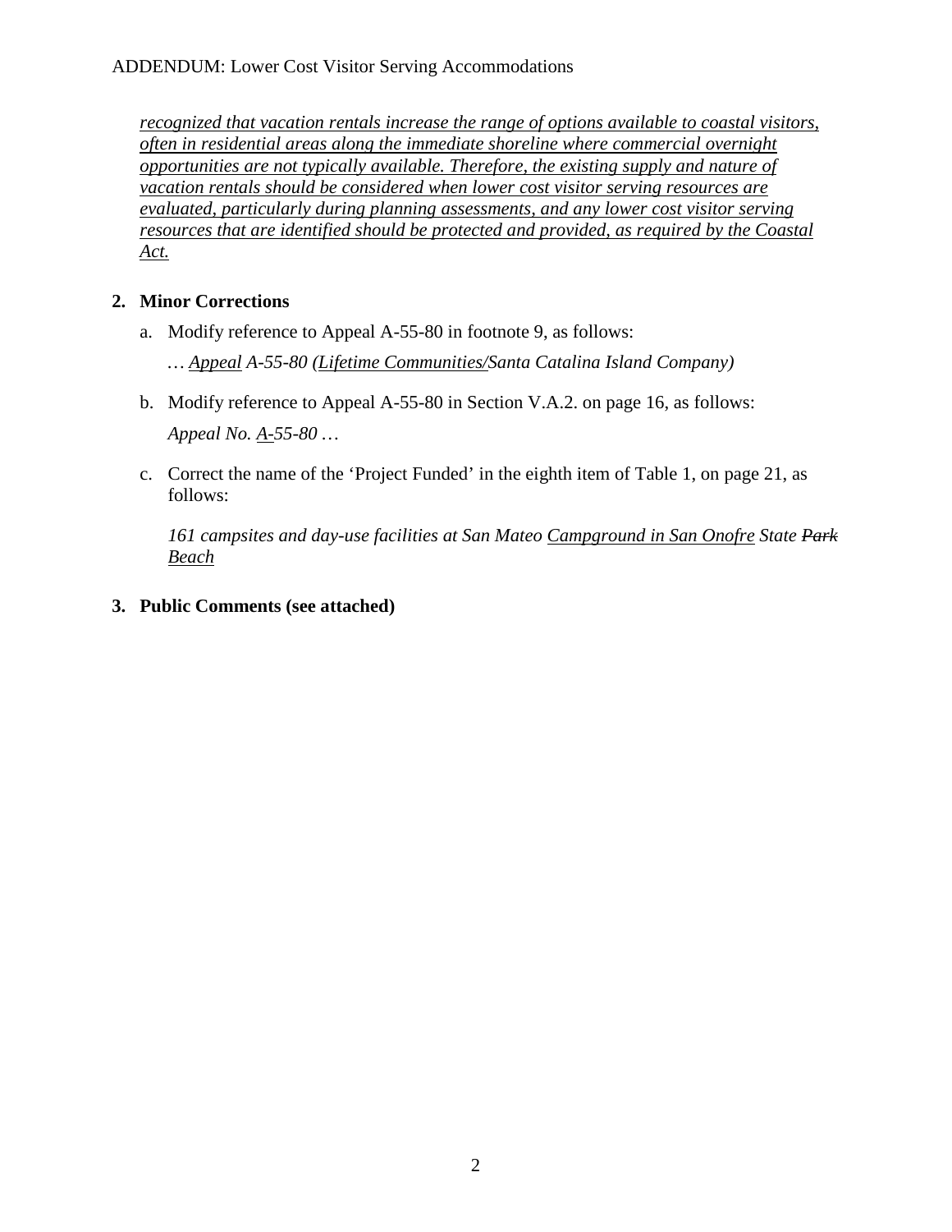*recognized that vacation rentals increase the range of options available to coastal visitors, often in residential areas along the immediate shoreline where commercial overnight opportunities are not typically available. Therefore, the existing supply and nature of vacation rentals should be considered when lower cost visitor serving resources are evaluated, particularly during planning assessments, and any lower cost visitor serving resources that are identified should be protected and provided, as required by the Coastal Act.*

**2. Minor Corrections**

a. Modify reference to Appeal A-55-80 in footnote 9, as follows:

*… Appeal A-55-80 (Lifetime Communities/Santa Catalina Island Company)*

b. Modify reference to Appeal A-55-80 in Section V.A.2. on page 16, as follows:

*Appeal No. A-55-80 …*

c. Correct the name of the 'Project Funded' in the eighth item of Table 1, on page 21, as follows:

*161 campsites and day-use facilities at San Mateo Campground in San Onofre State ~~Park~~ Beach*

**3. Public Comments (see attached)**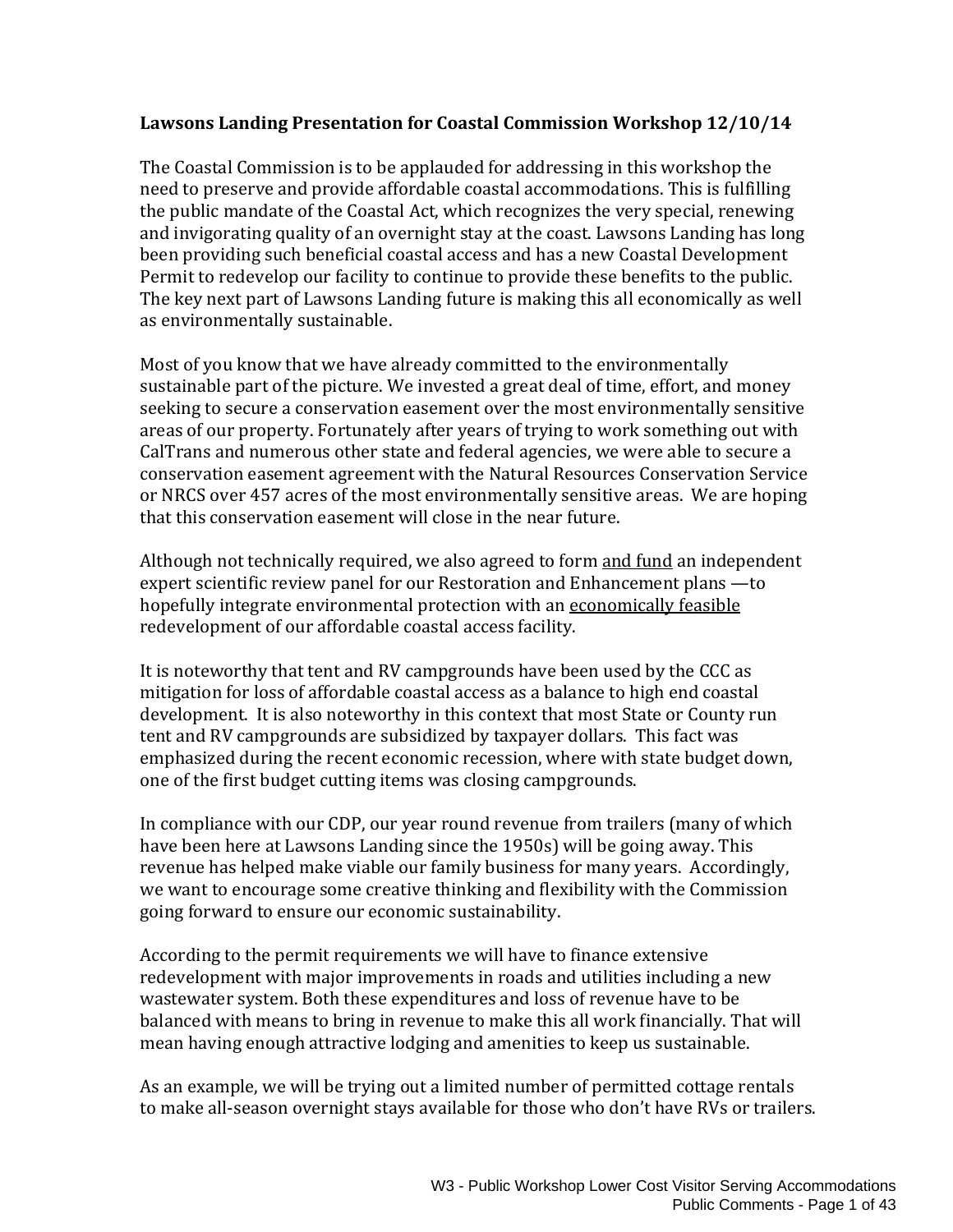**Lawsons Landing Presentation for Coastal Commission Workshop 12/10/14**

The Coastal Commission is to be applauded for addressing in this workshop the need to preserve and provide affordable coastal accommodations. This is fulfilling the public mandate of the Coastal Act, which recognizes the very special, renewing and invigorating quality of an overnight stay at the coast. Lawsons Landing has long been providing such beneficial coastal access and has a new Coastal Development Permit to redevelop our facility to continue to provide these benefits to the public. The key next part of Lawsons Landing future is making this all economically as well as environmentally sustainable.

Most of you know that we have already committed to the environmentally sustainable part of the picture. We invested a great deal of time, effort, and money seeking to secure a conservation easement over the most environmentally sensitive areas of our property. Fortunately after years of trying to work something out with CalTrans and numerous other state and federal agencies, we were able to secure a conservation easement agreement with the Natural Resources Conservation Service or NRCS over 457 acres of the most environmentally sensitive areas. We are hoping that this conservation easement will close in the near future.

Although not technically required, we also agreed to form <u>and fund</u> an independent expert scientific review panel for our Restoration and Enhancement plans —to hopefully integrate environmental protection with an <u>economically feasible</u> redevelopment of our affordable coastal access facility.

It is noteworthy that tent and RV campgrounds have been used by the CCC as mitigation for loss of affordable coastal access as a balance to high end coastal development. It is also noteworthy in this context that most State or County run tent and RV campgrounds are subsidized by taxpayer dollars. This fact was emphasized during the recent economic recession, where with state budget down, one of the first budget cutting items was closing campgrounds.

In compliance with our CDP, our year round revenue from trailers (many of which have been here at Lawsons Landing since the 1950s) will be going away. This revenue has helped make viable our family business for many years. Accordingly, we want to encourage some creative thinking and flexibility with the Commission going forward to ensure our economic sustainability.

According to the permit requirements we will have to finance extensive redevelopment with major improvements in roads and utilities including a new wastewater system. Both these expenditures and loss of revenue have to be balanced with means to bring in revenue to make this all work financially. That will mean having enough attractive lodging and amenities to keep us sustainable.

As an example, we will be trying out a limited number of permitted cottage rentals to make all-season overnight stays available for those who don't have RVs or trailers.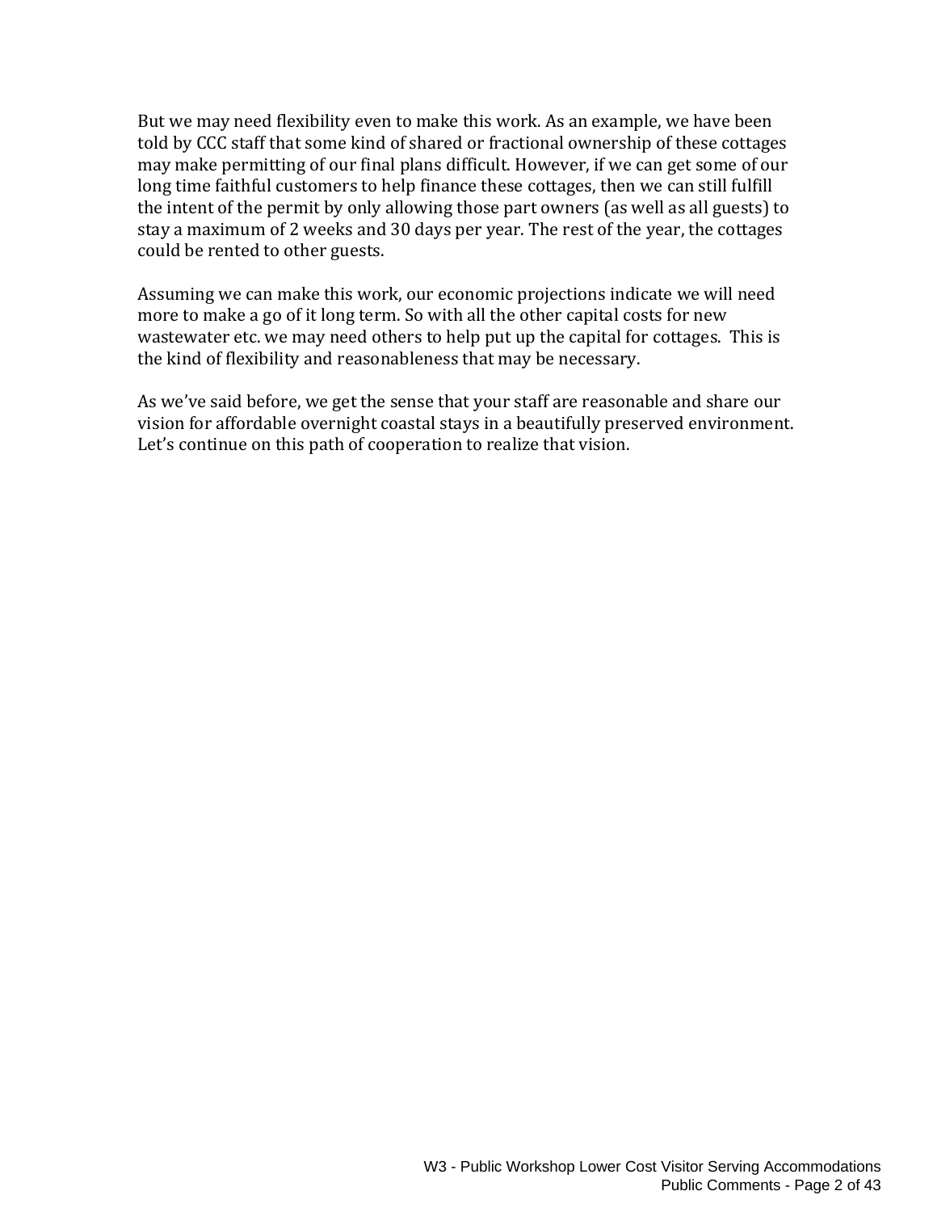But we may need flexibility even to make this work. As an example, we have been told by CCC staff that some kind of shared or fractional ownership of these cottages may make permitting of our final plans difficult. However, if we can get some of our long time faithful customers to help finance these cottages, then we can still fulfill the intent of the permit by only allowing those part owners (as well as all guests) to stay a maximum of 2 weeks and 30 days per year. The rest of the year, the cottages could be rented to other guests.

Assuming we can make this work, our economic projections indicate we will need more to make a go of it long term. So with all the other capital costs for new wastewater etc. we may need others to help put up the capital for cottages. This is the kind of flexibility and reasonableness that may be necessary.

As we've said before, we get the sense that your staff are reasonable and share our vision for affordable overnight coastal stays in a beautifully preserved environment. Let's continue on this path of cooperation to realize that vision.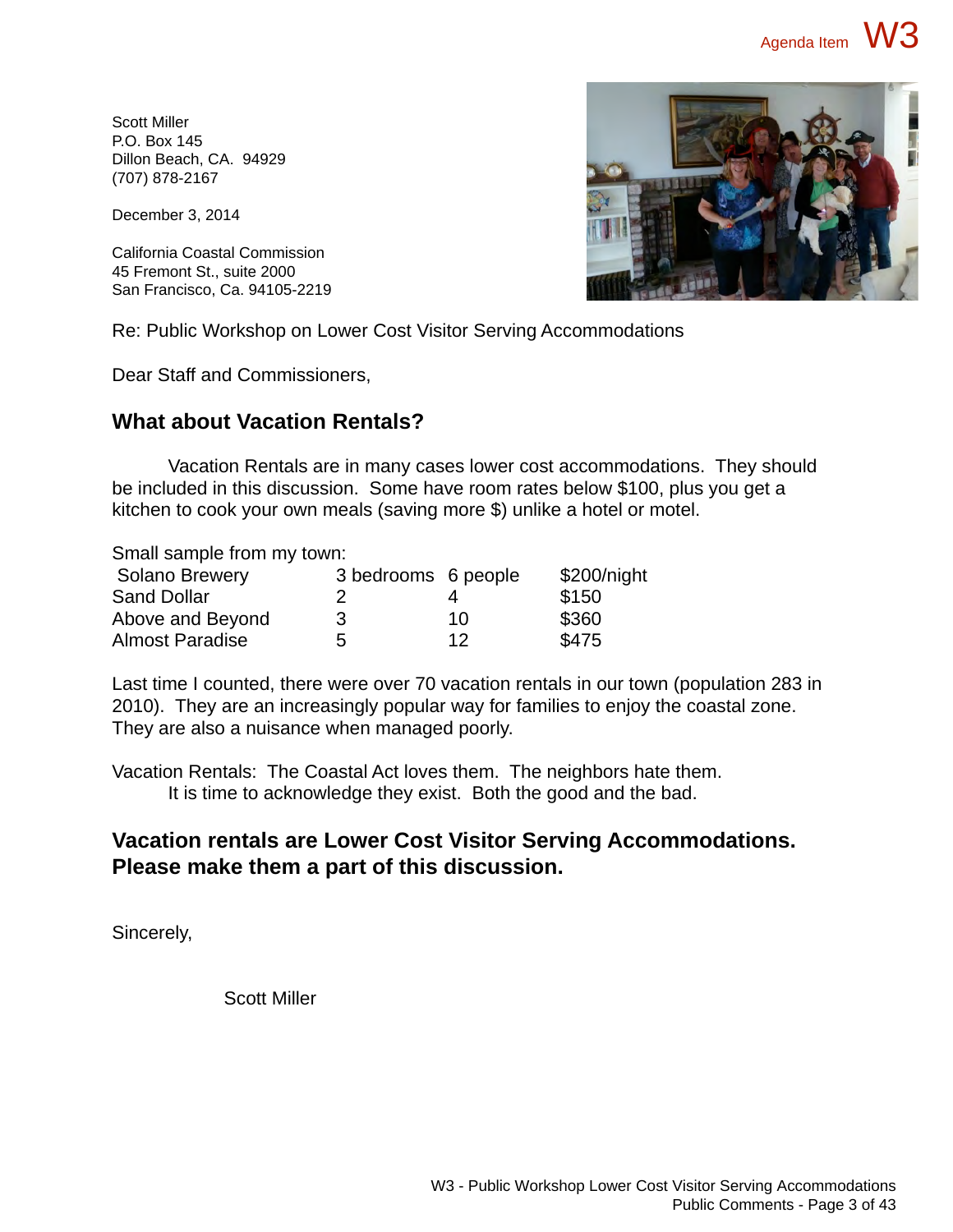Scott Miller
P.O. Box 145
Dillon Beach, CA. 94929
(707) 878-2167

December 3, 2014

California Coastal Commission
45 Fremont St., suite 2000
San Francisco, Ca. 94105-2219

Re: Public Workshop on Lower Cost Visitor Serving Accommodations

Dear Staff and Commissioners,

## What about Vacation Rentals?

Vacation Rentals are in many cases lower cost accommodations. They should be included in this discussion. Some have room rates below $100, plus you get a kitchen to cook your own meals (saving more $) unlike a hotel or motel.

Small sample from my town:

| | | | |
|---|---|---|---|
| Solano Brewery | 3 bedrooms | 6 people | $200/night |
| Sand Dollar | 2 | 4 | $150 |
| Above and Beyond | 3 | 10 | $360 |
| Almost Paradise | 5 | 12 | $475 |

Last time I counted, there were over 70 vacation rentals in our town (population 283 in 2010). They are an increasingly popular way for families to enjoy the coastal zone. They are also a nuisance when managed poorly.

Vacation Rentals: The Coastal Act loves them. The neighbors hate them.
It is time to acknowledge they exist. Both the good and the bad.

**Vacation rentals are Lower Cost Visitor Serving Accommodations. Please make them a part of this discussion.**

Sincerely,

Scott Miller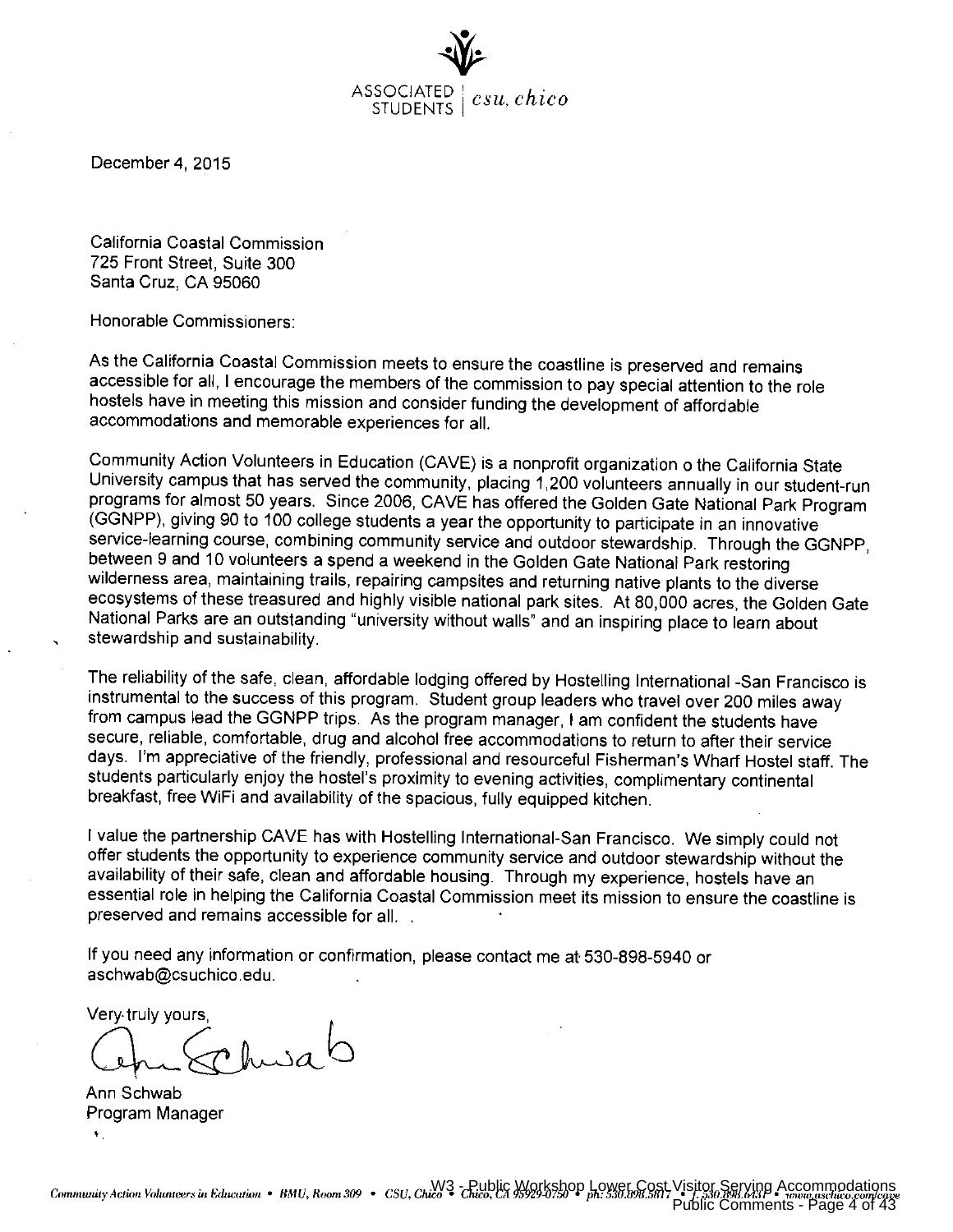ASSOCIATED STUDENTS | *csu, chico*

December 4, 2015

California Coastal Commission
725 Front Street, Suite 300
Santa Cruz, CA 95060

Honorable Commissioners:

As the California Coastal Commission meets to ensure the coastline is preserved and remains accessible for all, I encourage the members of the commission to pay special attention to the role hostels have in meeting this mission and consider funding the development of affordable accommodations and memorable experiences for all.

Community Action Volunteers in Education (CAVE) is a nonprofit organization o the California State University campus that has served the community, placing 1,200 volunteers annually in our student-run programs for almost 50 years. Since 2006, CAVE has offered the Golden Gate National Park Program (GGNPP), giving 90 to 100 college students a year the opportunity to participate in an innovative service-learning course, combining community service and outdoor stewardship. Through the GGNPP, between 9 and 10 volunteers a spend a weekend in the Golden Gate National Park restoring wilderness area, maintaining trails, repairing campsites and returning native plants to the diverse ecosystems of these treasured and highly visible national park sites. At 80,000 acres, the Golden Gate National Parks are an outstanding "university without walls" and an inspiring place to learn about stewardship and sustainability.

The reliability of the safe, clean, affordable lodging offered by Hostelling International -San Francisco is instrumental to the success of this program. Student group leaders who travel over 200 miles away from campus lead the GGNPP trips. As the program manager, I am confident the students have secure, reliable, comfortable, drug and alcohol free accommodations to return to after their service days. I'm appreciative of the friendly, professional and resourceful Fisherman's Wharf Hostel staff. The students particularly enjoy the hostel's proximity to evening activities, complimentary continental breakfast, free WiFi and availability of the spacious, fully equipped kitchen.

I value the partnership CAVE has with Hostelling International-San Francisco. We simply could not offer students the opportunity to experience community service and outdoor stewardship without the availability of their safe, clean and affordable housing. Through my experience, hostels have an essential role in helping the California Coastal Commission meet its mission to ensure the coastline is preserved and remains accessible for all.

If you need any information or confirmation, please contact me at 530-898-5940 or aschwab@csuchico.edu.

Very truly yours,

Ann Schwab
Program Manager

*Community Action Volunteers in Education • BMU, Room 309 • CSU, Chico • Chico, CA 95929-0750 • ph: 530.898.5817 • f: 530.898.6431 • www.aschico.com/cave*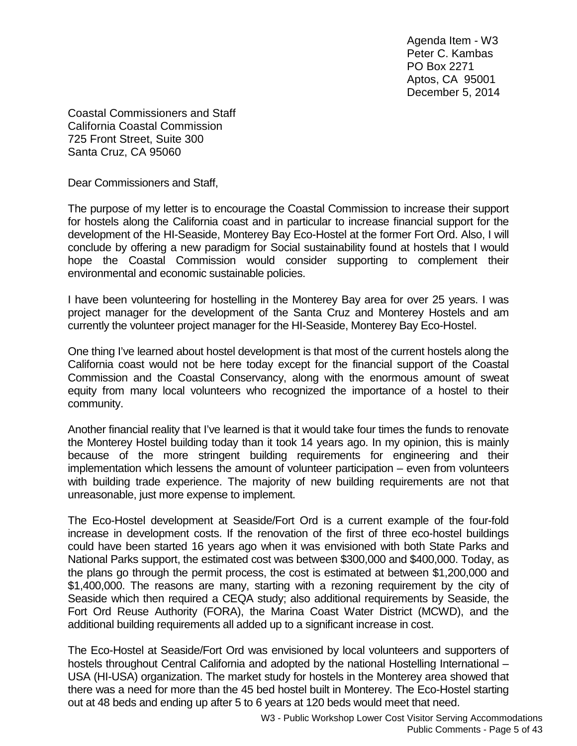Agenda Item - W3
Peter C. Kambas
PO Box 2271
Aptos, CA 95001
December 5, 2014

Coastal Commissioners and Staff
California Coastal Commission
725 Front Street, Suite 300
Santa Cruz, CA 95060

Dear Commissioners and Staff,

The purpose of my letter is to encourage the Coastal Commission to increase their support for hostels along the California coast and in particular to increase financial support for the development of the HI-Seaside, Monterey Bay Eco-Hostel at the former Fort Ord. Also, I will conclude by offering a new paradigm for Social sustainability found at hostels that I would hope the Coastal Commission would consider supporting to complement their environmental and economic sustainable policies.

I have been volunteering for hostelling in the Monterey Bay area for over 25 years. I was project manager for the development of the Santa Cruz and Monterey Hostels and am currently the volunteer project manager for the HI-Seaside, Monterey Bay Eco-Hostel.

One thing I've learned about hostel development is that most of the current hostels along the California coast would not be here today except for the financial support of the Coastal Commission and the Coastal Conservancy, along with the enormous amount of sweat equity from many local volunteers who recognized the importance of a hostel to their community.

Another financial reality that I've learned is that it would take four times the funds to renovate the Monterey Hostel building today than it took 14 years ago. In my opinion, this is mainly because of the more stringent building requirements for engineering and their implementation which lessens the amount of volunteer participation – even from volunteers with building trade experience. The majority of new building requirements are not that unreasonable, just more expense to implement.

The Eco-Hostel development at Seaside/Fort Ord is a current example of the four-fold increase in development costs. If the renovation of the first of three eco-hostel buildings could have been started 16 years ago when it was envisioned with both State Parks and National Parks support, the estimated cost was between $300,000 and $400,000. Today, as the plans go through the permit process, the cost is estimated at between $1,200,000 and $1,400,000. The reasons are many, starting with a rezoning requirement by the city of Seaside which then required a CEQA study; also additional requirements by Seaside, the Fort Ord Reuse Authority (FORA), the Marina Coast Water District (MCWD), and the additional building requirements all added up to a significant increase in cost.

The Eco-Hostel at Seaside/Fort Ord was envisioned by local volunteers and supporters of hostels throughout Central California and adopted by the national Hostelling International – USA (HI-USA) organization. The market study for hostels in the Monterey area showed that there was a need for more than the 45 bed hostel built in Monterey. The Eco-Hostel starting out at 48 beds and ending up after 5 to 6 years at 120 beds would meet that need.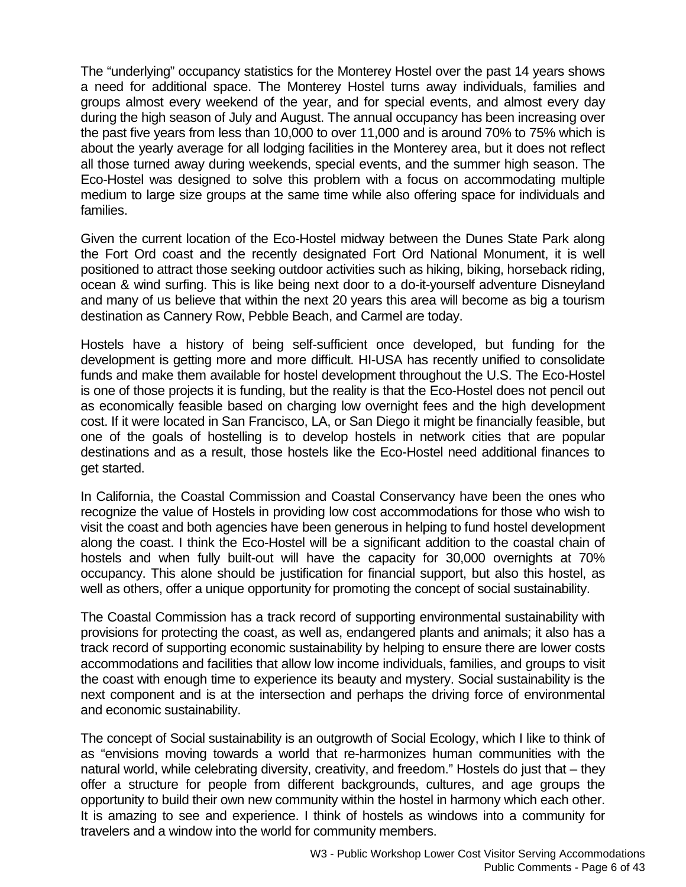The "underlying" occupancy statistics for the Monterey Hostel over the past 14 years shows a need for additional space. The Monterey Hostel turns away individuals, families and groups almost every weekend of the year, and for special events, and almost every day during the high season of July and August. The annual occupancy has been increasing over the past five years from less than 10,000 to over 11,000 and is around 70% to 75% which is about the yearly average for all lodging facilities in the Monterey area, but it does not reflect all those turned away during weekends, special events, and the summer high season. The Eco-Hostel was designed to solve this problem with a focus on accommodating multiple medium to large size groups at the same time while also offering space for individuals and families.

Given the current location of the Eco-Hostel midway between the Dunes State Park along the Fort Ord coast and the recently designated Fort Ord National Monument, it is well positioned to attract those seeking outdoor activities such as hiking, biking, horseback riding, ocean & wind surfing. This is like being next door to a do-it-yourself adventure Disneyland and many of us believe that within the next 20 years this area will become as big a tourism destination as Cannery Row, Pebble Beach, and Carmel are today.

Hostels have a history of being self-sufficient once developed, but funding for the development is getting more and more difficult. HI-USA has recently unified to consolidate funds and make them available for hostel development throughout the U.S. The Eco-Hostel is one of those projects it is funding, but the reality is that the Eco-Hostel does not pencil out as economically feasible based on charging low overnight fees and the high development cost. If it were located in San Francisco, LA, or San Diego it might be financially feasible, but one of the goals of hostelling is to develop hostels in network cities that are popular destinations and as a result, those hostels like the Eco-Hostel need additional finances to get started.

In California, the Coastal Commission and Coastal Conservancy have been the ones who recognize the value of Hostels in providing low cost accommodations for those who wish to visit the coast and both agencies have been generous in helping to fund hostel development along the coast. I think the Eco-Hostel will be a significant addition to the coastal chain of hostels and when fully built-out will have the capacity for 30,000 overnights at 70% occupancy. This alone should be justification for financial support, but also this hostel, as well as others, offer a unique opportunity for promoting the concept of social sustainability.

The Coastal Commission has a track record of supporting environmental sustainability with provisions for protecting the coast, as well as, endangered plants and animals; it also has a track record of supporting economic sustainability by helping to ensure there are lower costs accommodations and facilities that allow low income individuals, families, and groups to visit the coast with enough time to experience its beauty and mystery. Social sustainability is the next component and is at the intersection and perhaps the driving force of environmental and economic sustainability.

The concept of Social sustainability is an outgrowth of Social Ecology, which I like to think of as "envisions moving towards a world that re-harmonizes human communities with the natural world, while celebrating diversity, creativity, and freedom." Hostels do just that – they offer a structure for people from different backgrounds, cultures, and age groups the opportunity to build their own new community within the hostel in harmony which each other. It is amazing to see and experience. I think of hostels as windows into a community for travelers and a window into the world for community members.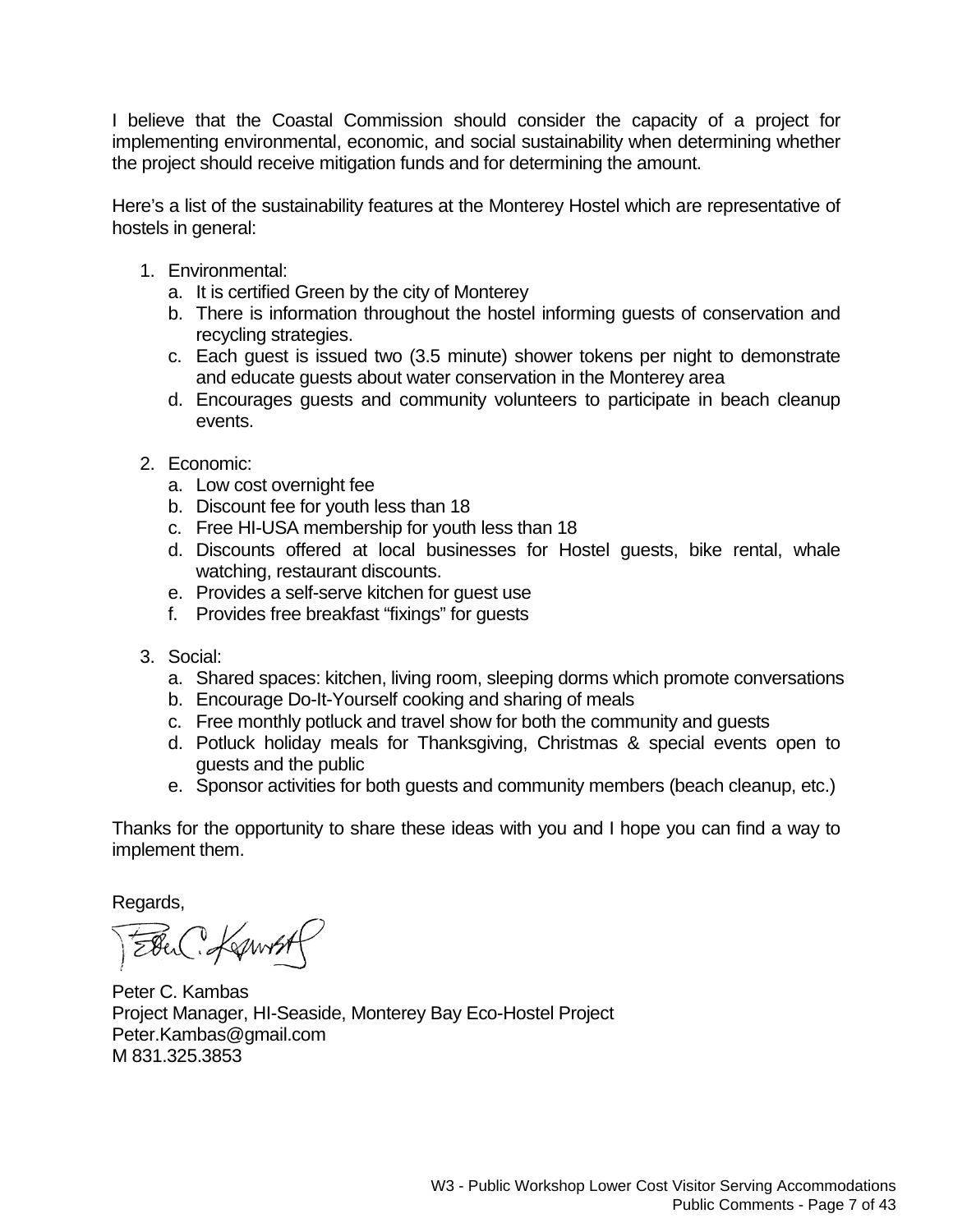I believe that the Coastal Commission should consider the capacity of a project for implementing environmental, economic, and social sustainability when determining whether the project should receive mitigation funds and for determining the amount.

Here's a list of the sustainability features at the Monterey Hostel which are representative of hostels in general:

1. Environmental:
   a. It is certified Green by the city of Monterey
   b. There is information throughout the hostel informing guests of conservation and recycling strategies.
   c. Each guest is issued two (3.5 minute) shower tokens per night to demonstrate and educate guests about water conservation in the Monterey area
   d. Encourages guests and community volunteers to participate in beach cleanup events.

2. Economic:
   a. Low cost overnight fee
   b. Discount fee for youth less than 18
   c. Free HI-USA membership for youth less than 18
   d. Discounts offered at local businesses for Hostel guests, bike rental, whale watching, restaurant discounts.
   e. Provides a self-serve kitchen for guest use
   f. Provides free breakfast "fixings" for guests

3. Social:
   a. Shared spaces: kitchen, living room, sleeping dorms which promote conversations
   b. Encourage Do-It-Yourself cooking and sharing of meals
   c. Free monthly potluck and travel show for both the community and guests
   d. Potluck holiday meals for Thanksgiving, Christmas & special events open to guests and the public
   e. Sponsor activities for both guests and community members (beach cleanup, etc.)

Thanks for the opportunity to share these ideas with you and I hope you can find a way to implement them.

Regards,

Peter C. Kambas
Project Manager, HI-Seaside, Monterey Bay Eco-Hostel Project
Peter.Kambas@gmail.com
M 831.325.3853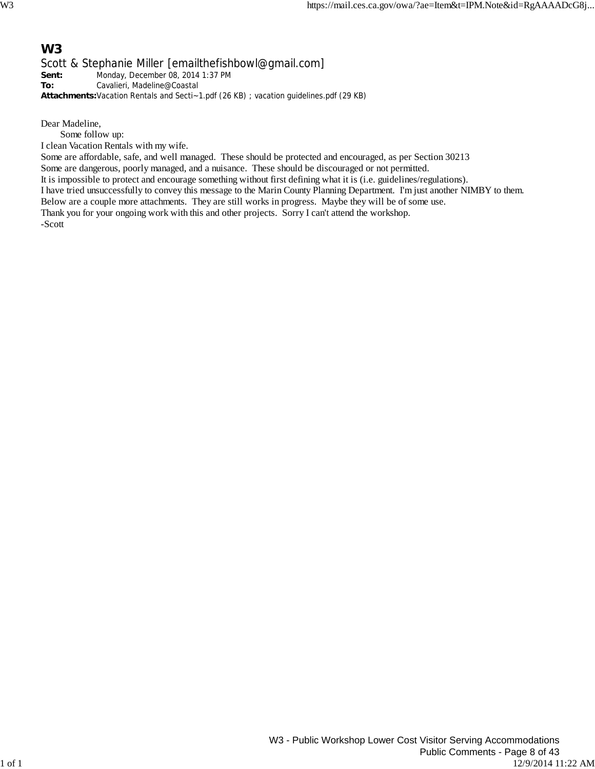## W3

Scott & Stephanie Miller [emailthefishbowl@gmail.com]

**Sent:** Monday, December 08, 2014 1:37 PM
**To:** Cavalieri, Madeline@Coastal
**Attachments:** Vacation Rentals and Secti~1.pdf (26 KB) ; vacation guidelines.pdf (29 KB)

Dear Madeline,

Some follow up:

I clean Vacation Rentals with my wife.

Some are affordable, safe, and well managed. These should be protected and encouraged, as per Section 30213

Some are dangerous, poorly managed, and a nuisance. These should be discouraged or not permitted.

It is impossible to protect and encourage something without first defining what it is (i.e. guidelines/regulations).

I have tried unsuccessfully to convey this message to the Marin County Planning Department. I'm just another NIMBY to them.

Below are a couple more attachments. They are still works in progress. Maybe they will be of some use.

Thank you for your ongoing work with this and other projects. Sorry I can't attend the workshop.

-Scott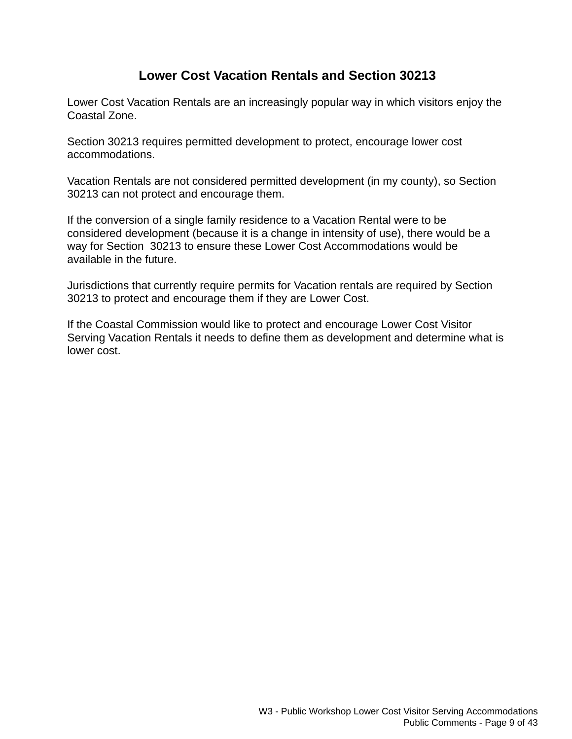# Lower Cost Vacation Rentals and Section 30213

Lower Cost Vacation Rentals are an increasingly popular way in which visitors enjoy the Coastal Zone.

Section 30213 requires permitted development to protect, encourage lower cost accommodations.

Vacation Rentals are not considered permitted development (in my county), so Section 30213 can not protect and encourage them.

If the conversion of a single family residence to a Vacation Rental were to be considered development (because it is a change in intensity of use), there would be a way for Section 30213 to ensure these Lower Cost Accommodations would be available in the future.

Jurisdictions that currently require permits for Vacation rentals are required by Section 30213 to protect and encourage them if they are Lower Cost.

If the Coastal Commission would like to protect and encourage Lower Cost Visitor Serving Vacation Rentals it needs to define them as development and determine what is lower cost.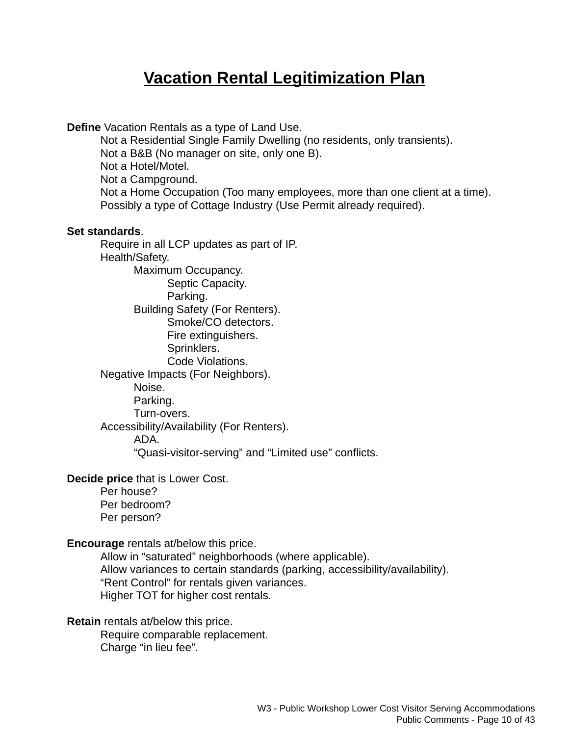# Vacation Rental Legitimization Plan

**Define** Vacation Rentals as a type of Land Use.

- Not a Residential Single Family Dwelling (no residents, only transients).
- Not a B&B (No manager on site, only one B).
- Not a Hotel/Motel.
- Not a Campground.
- Not a Home Occupation (Too many employees, more than one client at a time).
- Possibly a type of Cottage Industry (Use Permit already required).

**Set standards**.

- Require in all LCP updates as part of IP.
- Health/Safety.
  - Maximum Occupancy.
    - Septic Capacity.
    - Parking.
  - Building Safety (For Renters).
    - Smoke/CO detectors.
    - Fire extinguishers.
    - Sprinklers.
    - Code Violations.
- Negative Impacts (For Neighbors).
  - Noise.
  - Parking.
  - Turn-overs.
- Accessibility/Availability (For Renters).
  - ADA.
  - "Quasi-visitor-serving" and "Limited use" conflicts.

**Decide price** that is Lower Cost.

- Per house?
- Per bedroom?
- Per person?

**Encourage** rentals at/below this price.

- Allow in "saturated" neighborhoods (where applicable).
- Allow variances to certain standards (parking, accessibility/availability).
- "Rent Control" for rentals given variances.
- Higher TOT for higher cost rentals.

**Retain** rentals at/below this price.

- Require comparable replacement.
- Charge "in lieu fee".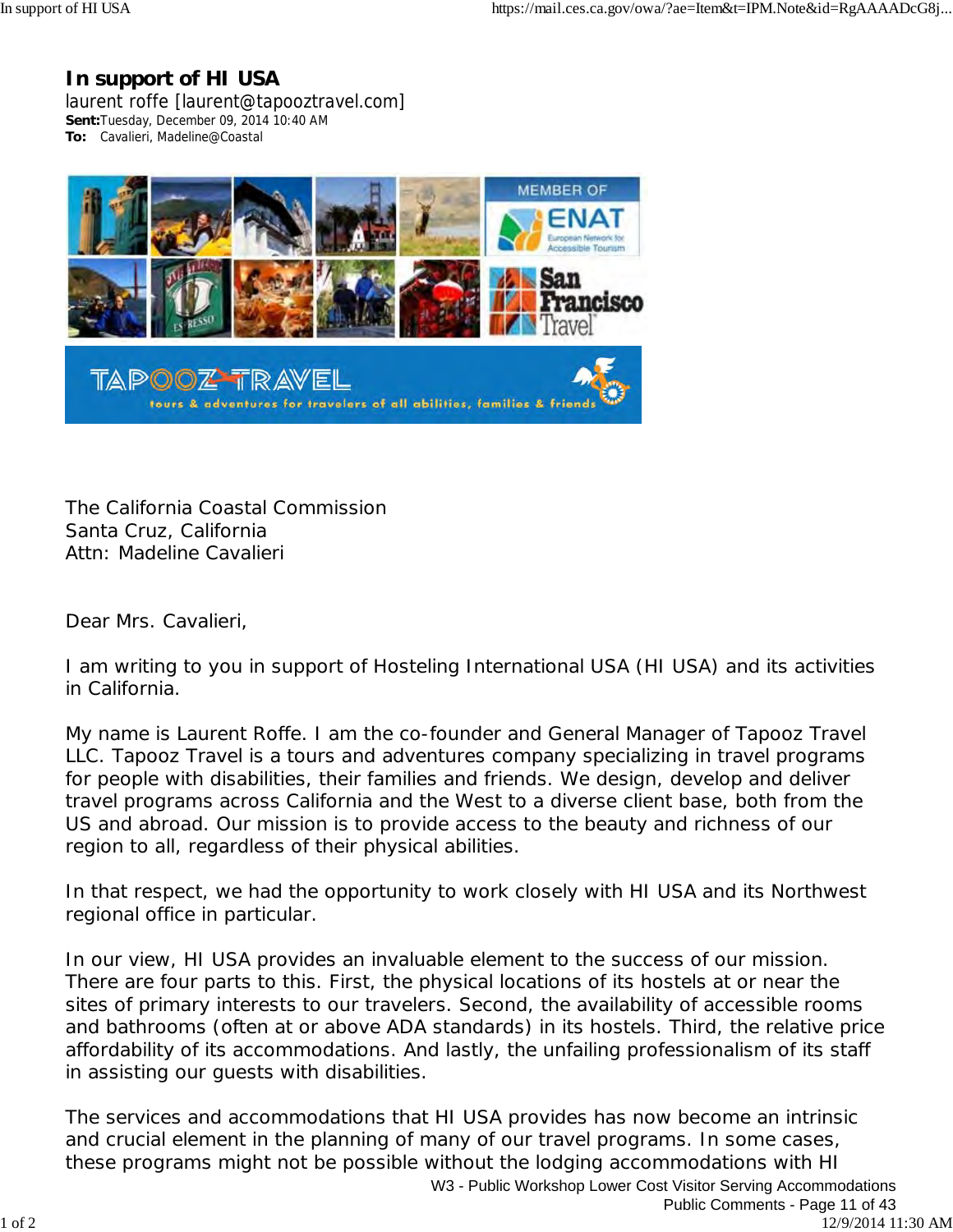# In support of HI USA

laurent roffe [laurent@tapooztravel.com]
**Sent:** Tuesday, December 09, 2014 10:40 AM
**To:** Cavalieri, Madeline@Coastal

The California Coastal Commission
Santa Cruz, California
Attn: Madeline Cavalieri

Dear Mrs. Cavalieri,

I am writing to you in support of Hosteling International USA (HI USA) and its activities in California.

My name is Laurent Roffe. I am the co-founder and General Manager of Tapooz Travel LLC. Tapooz Travel is a tours and adventures company specializing in travel programs for people with disabilities, their families and friends. We design, develop and deliver travel programs across California and the West to a diverse client base, both from the US and abroad. Our mission is to provide access to the beauty and richness of our region to all, regardless of their physical abilities.

In that respect, we had the opportunity to work closely with HI USA and its Northwest regional office in particular.

In our view, HI USA provides an invaluable element to the success of our mission. There are four parts to this. First, the physical locations of its hostels at or near the sites of primary interests to our travelers. Second, the availability of accessible rooms and bathrooms (often at or above ADA standards) in its hostels. Third, the relative price affordability of its accommodations. And lastly, the unfailing professionalism of its staff in assisting our guests with disabilities.

The services and accommodations that HI USA provides has now become an intrinsic and crucial element in the planning of many of our travel programs. In some cases, these programs might not be possible without the lodging accommodations with HI

W3 - Public Workshop Lower Cost Visitor Serving Accommodations
Public Comments - Page 11 of 43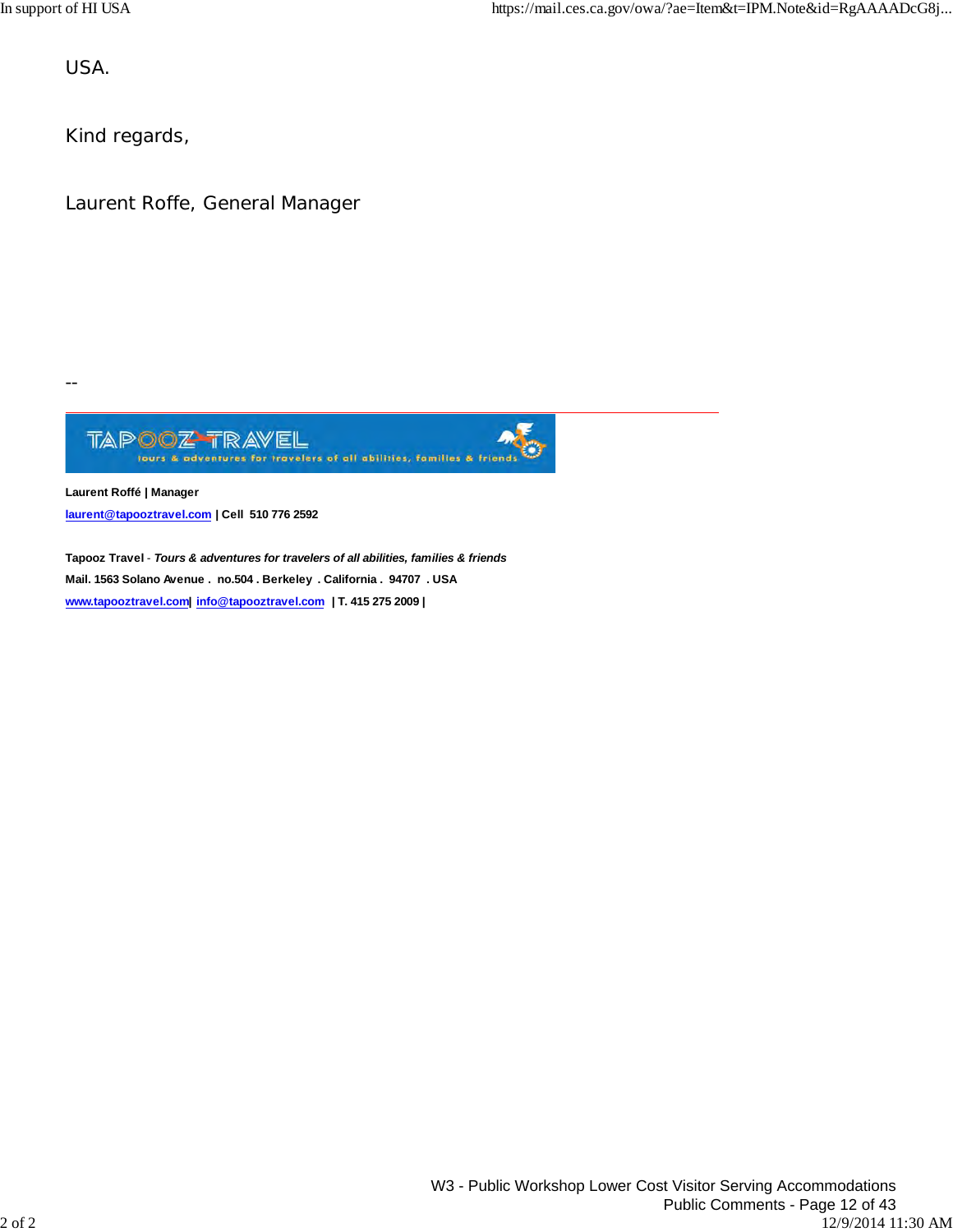USA.

Kind regards,

Laurent Roffe, General Manager

--

TAPOOZ TRAVEL
tours & adventures for travelers of all abilities, families & friends

**Laurent Roffé | Manager**

**laurent@tapooztravel.com | Cell 510 776 2592**

**Tapooz Travel** - ***Tours & adventures for travelers of all abilities, families & friends***

**Mail. 1563 Solano Avenue . no.504 . Berkeley . California . 94707 . USA**

**www.tapooztravel.com| info@tapooztravel.com | T. 415 275 2009 |**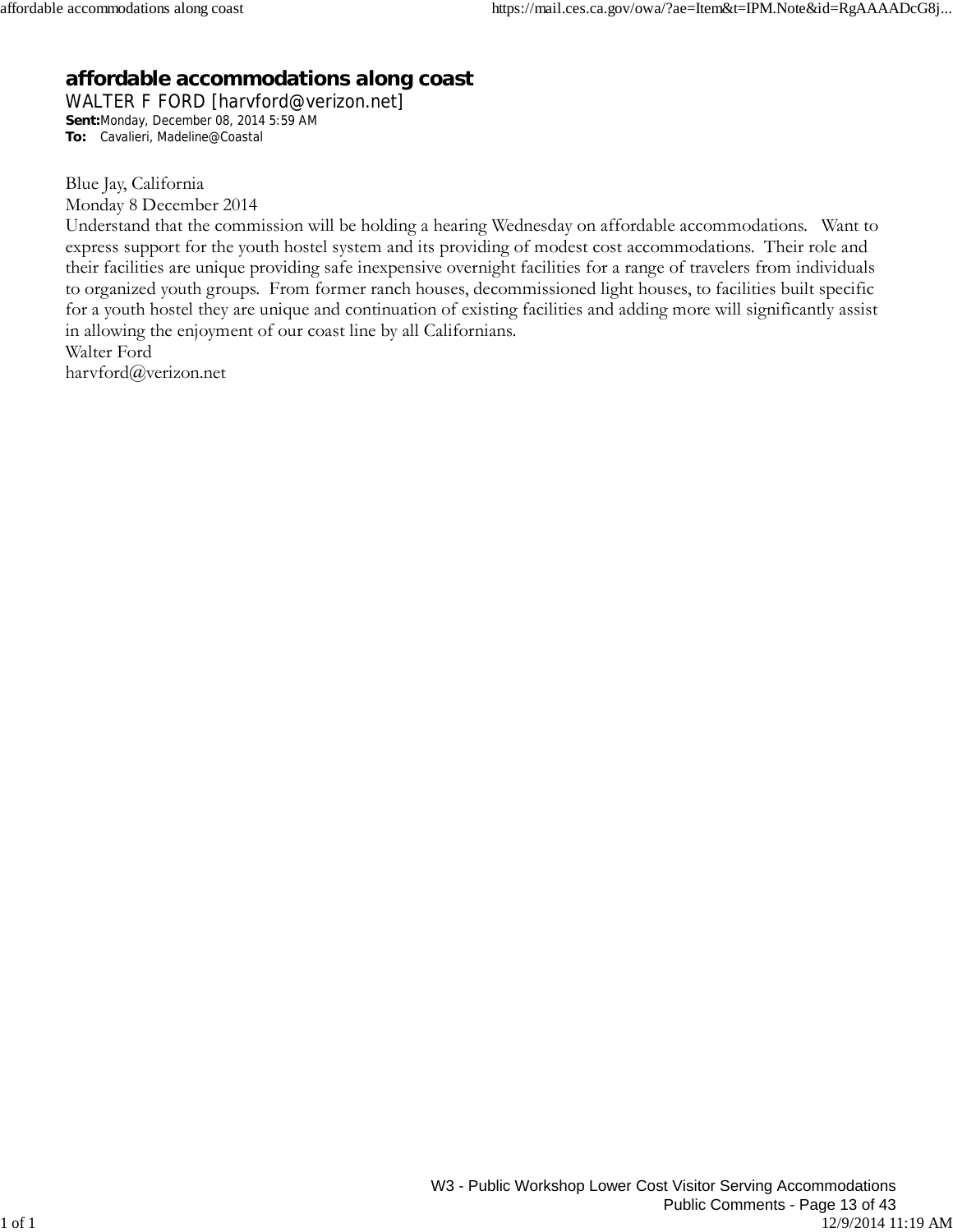# affordable accommodations along coast

WALTER F FORD [harvford@verizon.net]

**Sent:** Monday, December 08, 2014 5:59 AM

**To:** Cavalieri, Madeline@Coastal

Blue Jay, California
Monday 8 December 2014

Understand that the commission will be holding a hearing Wednesday on affordable accommodations. Want to express support for the youth hostel system and its providing of modest cost accommodations. Their role and their facilities are unique providing safe inexpensive overnight facilities for a range of travelers from individuals to organized youth groups. From former ranch houses, decommissioned light houses, to facilities built specific for a youth hostel they are unique and continuation of existing facilities and adding more will significantly assist in allowing the enjoyment of our coast line by all Californians.

Walter Ford
harvford@verizon.net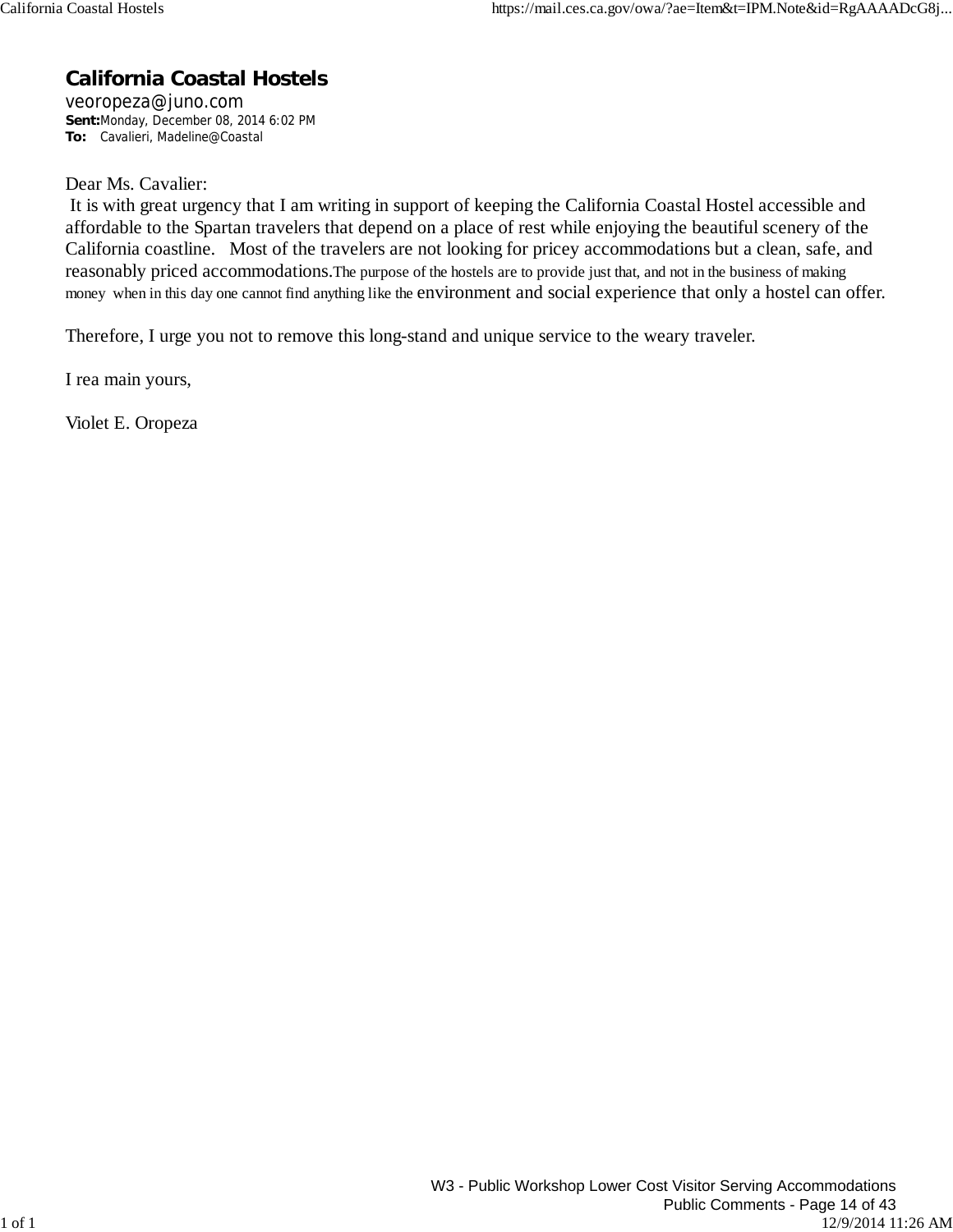## California Coastal Hostels

veoropeza@juno.com

**Sent:** Monday, December 08, 2014 6:02 PM

**To:** Cavalieri, Madeline@Coastal

Dear Ms. Cavalier:

It is with great urgency that I am writing in support of keeping the California Coastal Hostel accessible and affordable to the Spartan travelers that depend on a place of rest while enjoying the beautiful scenery of the California coastline. Most of the travelers are not looking for pricey accommodations but a clean, safe, and reasonably priced accommodations.The purpose of the hostels are to provide just that, and not in the business of making money when in this day one cannot find anything like the environment and social experience that only a hostel can offer.

Therefore, I urge you not to remove this long-stand and unique service to the weary traveler.

I rea main yours,

Violet E. Oropeza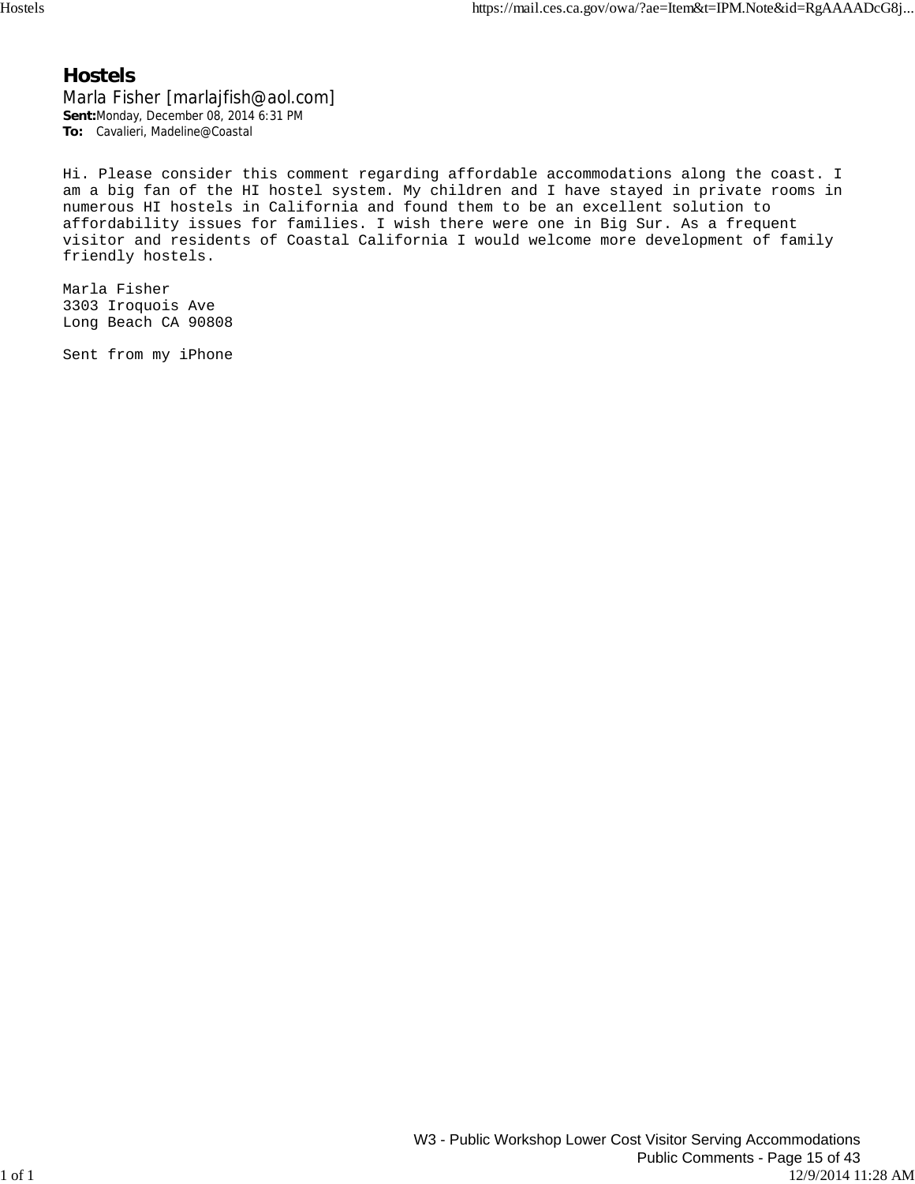# Hostels

Marla Fisher [marlajfish@aol.com]

**Sent:** Monday, December 08, 2014 6:31 PM

**To:** Cavalieri, Madeline@Coastal

Hi. Please consider this comment regarding affordable accommodations along the coast. I am a big fan of the HI hostel system. My children and I have stayed in private rooms in numerous HI hostels in California and found them to be an excellent solution to affordability issues for families. I wish there were one in Big Sur. As a frequent visitor and residents of Coastal California I would welcome more development of family friendly hostels.

Marla Fisher
3303 Iroquois Ave
Long Beach CA 90808

Sent from my iPhone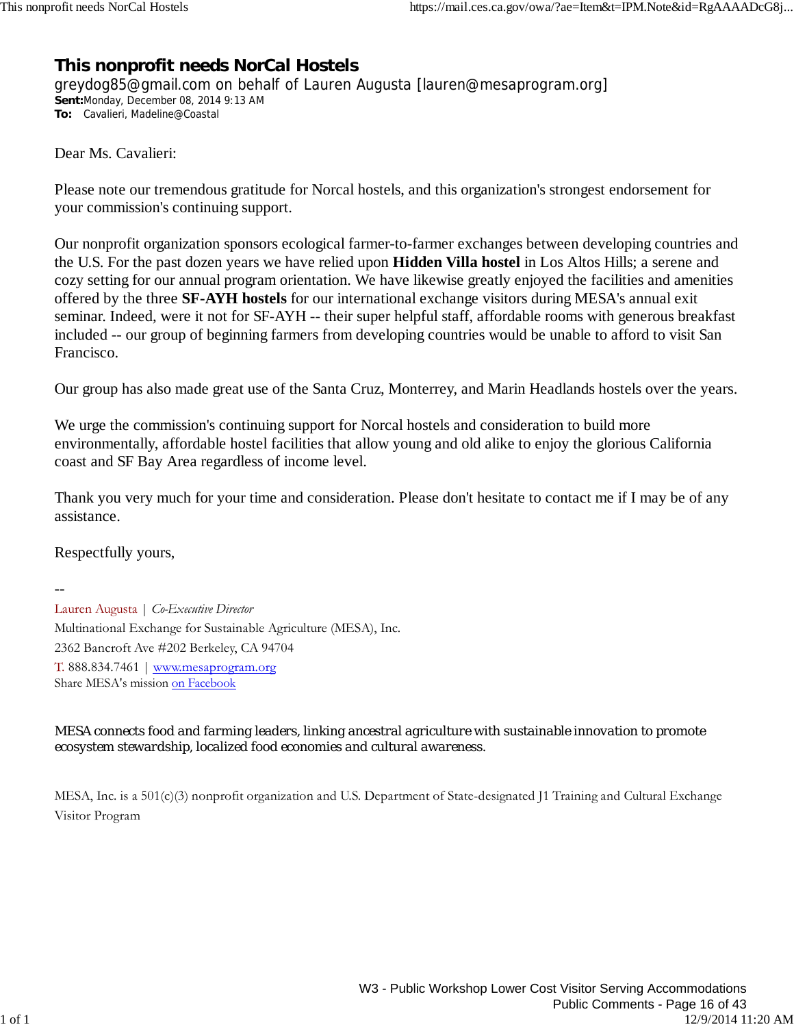# This nonprofit needs NorCal Hostels

greydog85@gmail.com on behalf of Lauren Augusta [lauren@mesaprogram.org]

**Sent:** Monday, December 08, 2014 9:13 AM

**To:** Cavalieri, Madeline@Coastal

Dear Ms. Cavalieri:

Please note our tremendous gratitude for Norcal hostels, and this organization's strongest endorsement for your commission's continuing support.

Our nonprofit organization sponsors ecological farmer-to-farmer exchanges between developing countries and the U.S. For the past dozen years we have relied upon **Hidden Villa hostel** in Los Altos Hills; a serene and cozy setting for our annual program orientation. We have likewise greatly enjoyed the facilities and amenities offered by the three **SF-AYH hostels** for our international exchange visitors during MESA's annual exit seminar. Indeed, were it not for SF-AYH -- their super helpful staff, affordable rooms with generous breakfast included -- our group of beginning farmers from developing countries would be unable to afford to visit San Francisco.

Our group has also made great use of the Santa Cruz, Monterrey, and Marin Headlands hostels over the years.

We urge the commission's continuing support for Norcal hostels and consideration to build more environmentally, affordable hostel facilities that allow young and old alike to enjoy the glorious California coast and SF Bay Area regardless of income level.

Thank you very much for your time and consideration. Please don't hesitate to contact me if I may be of any assistance.

Respectfully yours,

--

Lauren Augusta | *Co-Executive Director*

Multinational Exchange for Sustainable Agriculture (MESA), Inc.

2362 Bancroft Ave #202 Berkeley, CA 94704

T. 888.834.7461 | www.mesaprogram.org

Share MESA's mission on Facebook

MESA connects food and farming leaders, linking ancestral agriculture with sustainable innovation to promote ecosystem stewardship, localized food economies and cultural awareness.

MESA, Inc. is a 501(c)(3) nonprofit organization and U.S. Department of State-designated J1 Training and Cultural Exchange Visitor Program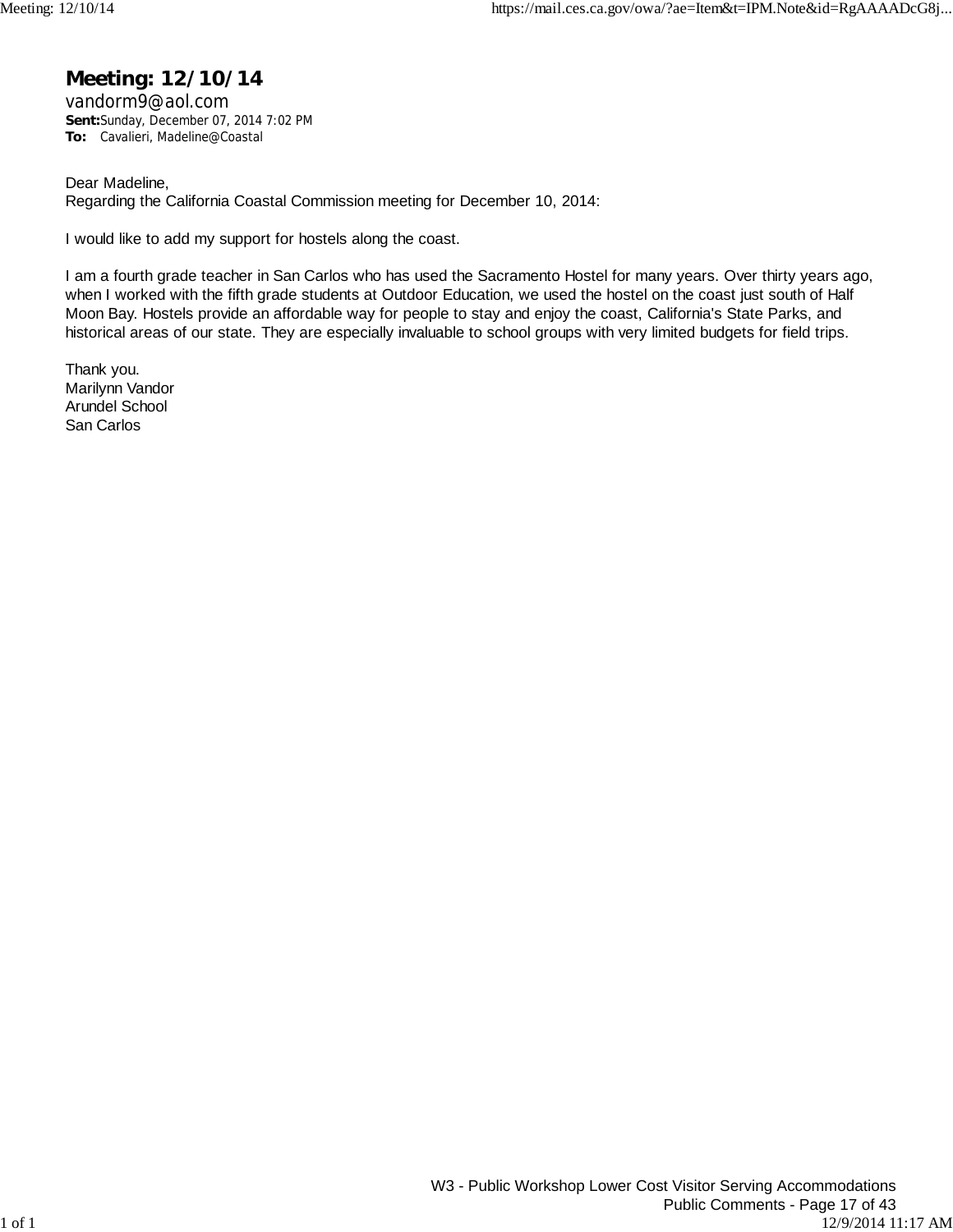# Meeting: 12/10/14

vandorm9@aol.com

**Sent:** Sunday, December 07, 2014 7:02 PM

**To:** Cavalieri, Madeline@Coastal

Dear Madeline,
Regarding the California Coastal Commission meeting for December 10, 2014:

I would like to add my support for hostels along the coast.

I am a fourth grade teacher in San Carlos who has used the Sacramento Hostel for many years. Over thirty years ago, when I worked with the fifth grade students at Outdoor Education, we used the hostel on the coast just south of Half Moon Bay. Hostels provide an affordable way for people to stay and enjoy the coast, California's State Parks, and historical areas of our state. They are especially invaluable to school groups with very limited budgets for field trips.

Thank you.
Marilynn Vandor
Arundel School
San Carlos

W3 - Public Workshop Lower Cost Visitor Serving Accommodations
Public Comments - Page 17 of 43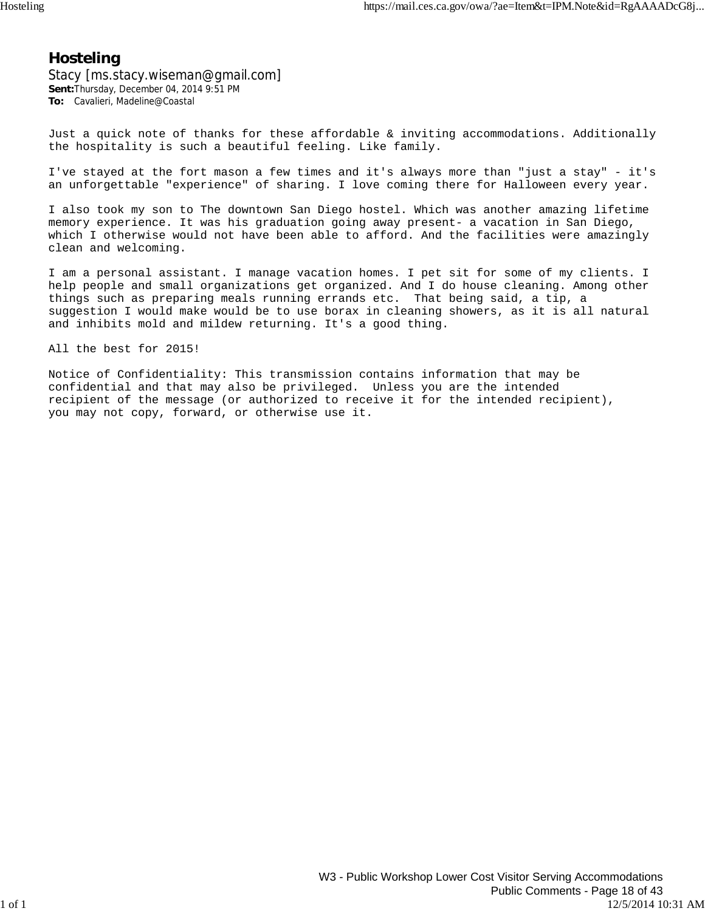# Hosteling

Stacy [ms.stacy.wiseman@gmail.com]

**Sent:** Thursday, December 04, 2014 9:51 PM

**To:** Cavalieri, Madeline@Coastal

Just a quick note of thanks for these affordable & inviting accommodations. Additionally the hospitality is such a beautiful feeling. Like family.

I've stayed at the fort mason a few times and it's always more than "just a stay" - it's an unforgettable "experience" of sharing. I love coming there for Halloween every year.

I also took my son to The downtown San Diego hostel. Which was another amazing lifetime memory experience. It was his graduation going away present- a vacation in San Diego, which I otherwise would not have been able to afford. And the facilities were amazingly clean and welcoming.

I am a personal assistant. I manage vacation homes. I pet sit for some of my clients. I help people and small organizations get organized. And I do house cleaning. Among other things such as preparing meals running errands etc. That being said, a tip, a suggestion I would make would be to use borax in cleaning showers, as it is all natural and inhibits mold and mildew returning. It's a good thing.

All the best for 2015!

Notice of Confidentiality: This transmission contains information that may be confidential and that may also be privileged. Unless you are the intended recipient of the message (or authorized to receive it for the intended recipient), you may not copy, forward, or otherwise use it.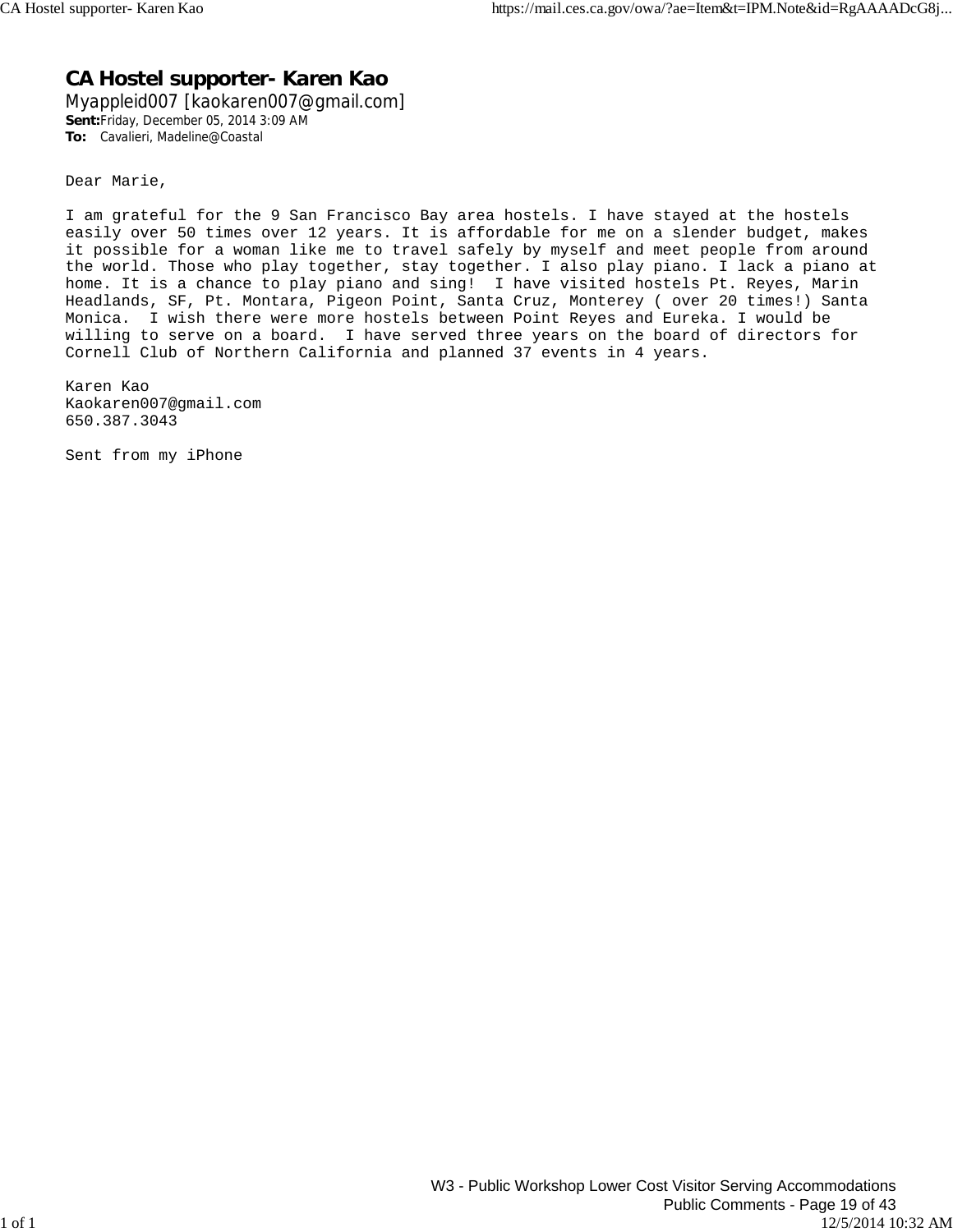# CA Hostel supporter- Karen Kao

Myappleid007 [kaokaren007@gmail.com]

**Sent:** Friday, December 05, 2014 3:09 AM

**To:** Cavalieri, Madeline@Coastal

Dear Marie,

I am grateful for the 9 San Francisco Bay area hostels. I have stayed at the hostels easily over 50 times over 12 years. It is affordable for me on a slender budget, makes it possible for a woman like me to travel safely by myself and meet people from around the world. Those who play together, stay together. I also play piano. I lack a piano at home. It is a chance to play piano and sing! I have visited hostels Pt. Reyes, Marin Headlands, SF, Pt. Montara, Pigeon Point, Santa Cruz, Monterey ( over 20 times!) Santa Monica. I wish there were more hostels between Point Reyes and Eureka. I would be willing to serve on a board. I have served three years on the board of directors for Cornell Club of Northern California and planned 37 events in 4 years.

Karen Kao  
Kaokaren007@gmail.com  
650.387.3043

Sent from my iPhone

W3 - Public Workshop Lower Cost Visitor Serving Accommodations  
Public Comments - Page 19 of 43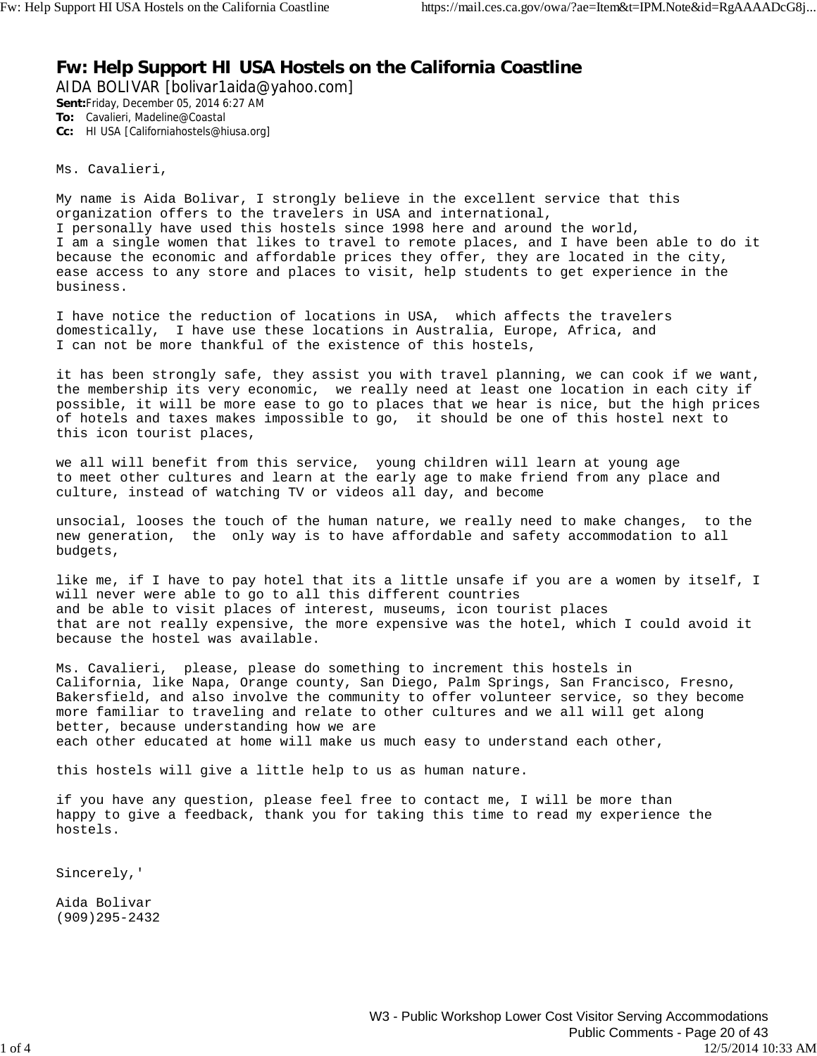# Fw: Help Support HI USA Hostels on the California Coastline

AIDA BOLIVAR [bolivar1aida@yahoo.com]

**Sent:** Friday, December 05, 2014 6:27 AM

**To:** Cavalieri, Madeline@Coastal

**Cc:** HI USA [Californiahostels@hiusa.org]

Ms. Cavalieri,

My name is Aida Bolivar, I strongly believe in the excellent service that this organization offers to the travelers in USA and international,
I personally have used this hostels since 1998 here and around the world,
I am a single women that likes to travel to remote places, and I have been able to do it because the economic and affordable prices they offer, they are located in the city, ease access to any store and places to visit, help students to get experience in the business.

I have notice the reduction of locations in USA, which affects the travelers domestically, I have use these locations in Australia, Europe, Africa, and
I can not be more thankful of the existence of this hostels,

it has been strongly safe, they assist you with travel planning, we can cook if we want, the membership its very economic, we really need at least one location in each city if possible, it will be more ease to go to places that we hear is nice, but the high prices of hotels and taxes makes impossible to go, it should be one of this hostel next to this icon tourist places,

we all will benefit from this service, young children will learn at young age
to meet other cultures and learn at the early age to make friend from any place and culture, instead of watching TV or videos all day, and become

unsocial, looses the touch of the human nature, we really need to make changes, to the new generation, the only way is to have affordable and safety accommodation to all budgets,

like me, if I have to pay hotel that its a little unsafe if you are a women by itself, I will never were able to go to all this different countries
and be able to visit places of interest, museums, icon tourist places
that are not really expensive, the more expensive was the hotel, which I could avoid it because the hostel was available.

Ms. Cavalieri, please, please do something to increment this hostels in
California, like Napa, Orange county, San Diego, Palm Springs, San Francisco, Fresno, Bakersfield, and also involve the community to offer volunteer service, so they become more familiar to traveling and relate to other cultures and we all will get along better, because understanding how we are
each other educated at home will make us much easy to understand each other,

this hostels will give a little help to us as human nature.

if you have any question, please feel free to contact me, I will be more than
happy to give a feedback, thank you for taking this time to read my experience the hostels.

Sincerely,'

Aida Bolivar
(909)295-2432

W3 - Public Workshop Lower Cost Visitor Serving Accommodations
Public Comments - Page 20 of 43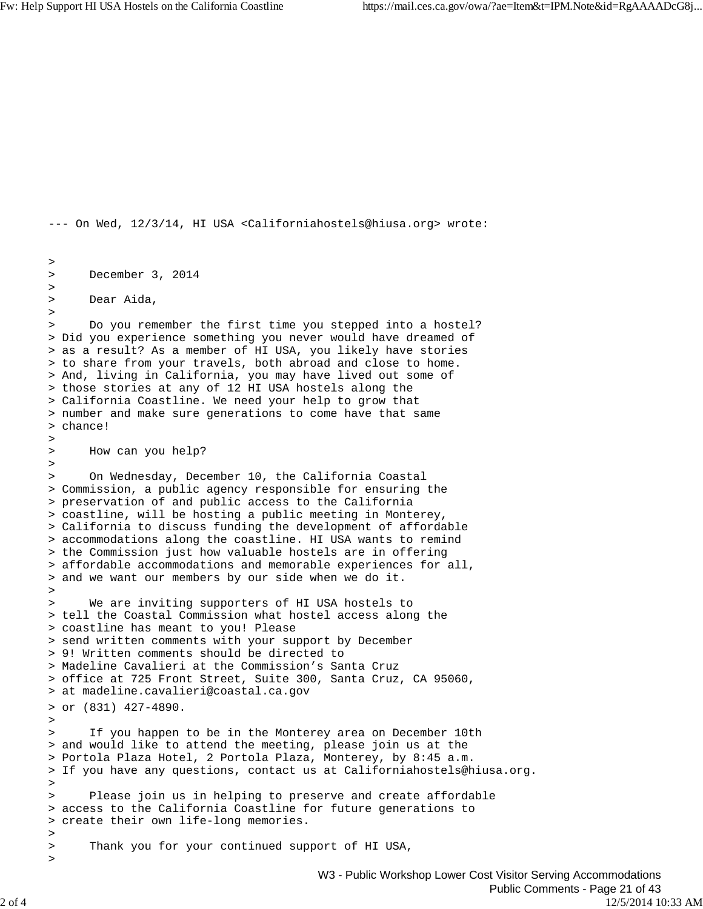--- On Wed, 12/3/14, HI USA <Californiahostels@hiusa.org> wrote:

> December 3, 2014
>
> Dear Aida,
>
> Do you remember the first time you stepped into a hostel? Did you experience something you never would have dreamed of as a result? As a member of HI USA, you likely have stories to share from your travels, both abroad and close to home. And, living in California, you may have lived out some of those stories at any of 12 HI USA hostels along the California Coastline. We need your help to grow that number and make sure generations to come have that same chance!
>
> How can you help?
>
> On Wednesday, December 10, the California Coastal Commission, a public agency responsible for ensuring the preservation of and public access to the California coastline, will be hosting a public meeting in Monterey, California to discuss funding the development of affordable accommodations along the coastline. HI USA wants to remind the Commission just how valuable hostels are in offering affordable accommodations and memorable experiences for all, and we want our members by our side when we do it.
>
> We are inviting supporters of HI USA hostels to tell the Coastal Commission what hostel access along the coastline has meant to you! Please send written comments with your support by December 9! Written comments should be directed to Madeline Cavalieri at the Commission's Santa Cruz office at 725 Front Street, Suite 300, Santa Cruz, CA 95060, at madeline.cavalieri@coastal.ca.gov or (831) 427-4890.
>
> If you happen to be in the Monterey area on December 10th and would like to attend the meeting, please join us at the Portola Plaza Hotel, 2 Portola Plaza, Monterey, by 8:45 a.m. If you have any questions, contact us at Californiahostels@hiusa.org.
>
> Please join us in helping to preserve and create affordable access to the California Coastline for future generations to create their own life-long memories.
>
> Thank you for your continued support of HI USA,
>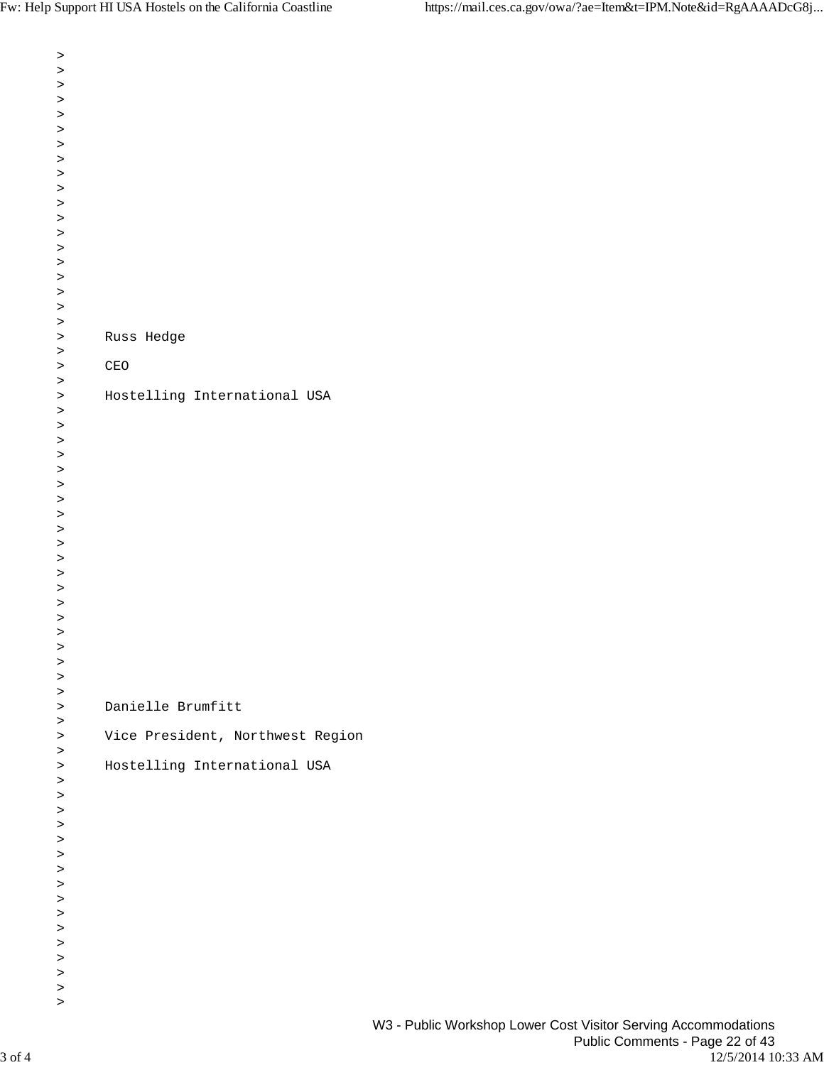> Russ Hedge
>
> CEO
>
> Hostelling International USA

> Danielle Brumfitt
>
> Vice President, Northwest Region
>
> Hostelling International USA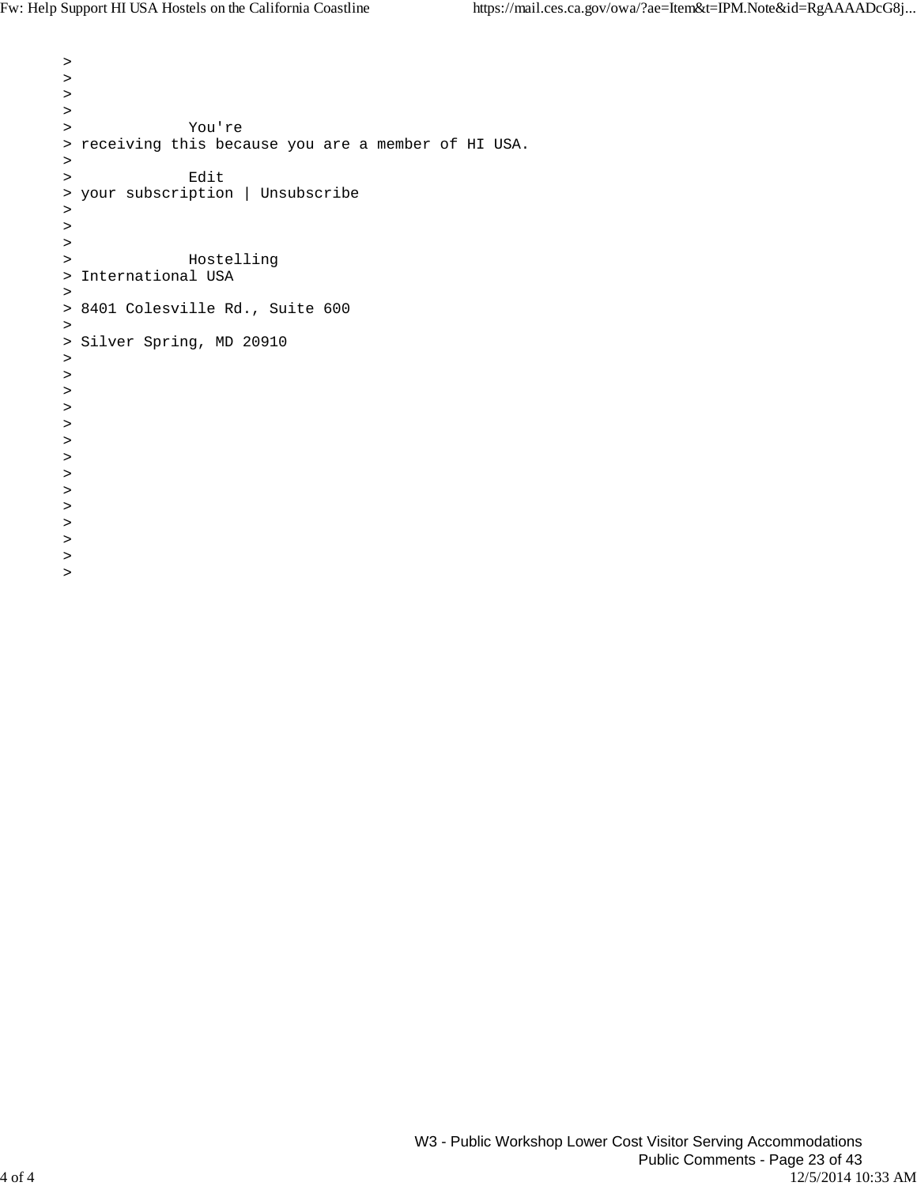```
>
>
>
>
>             You're
> receiving this because you are a member of HI USA.
>
>             Edit
> your subscription | Unsubscribe
>
>
>
>             Hostelling
> International USA
>
> 8401 Colesville Rd., Suite 600
>
> Silver Spring, MD 20910
>
>
>
>
>
>
>
>
>
>
>
>
>
>
```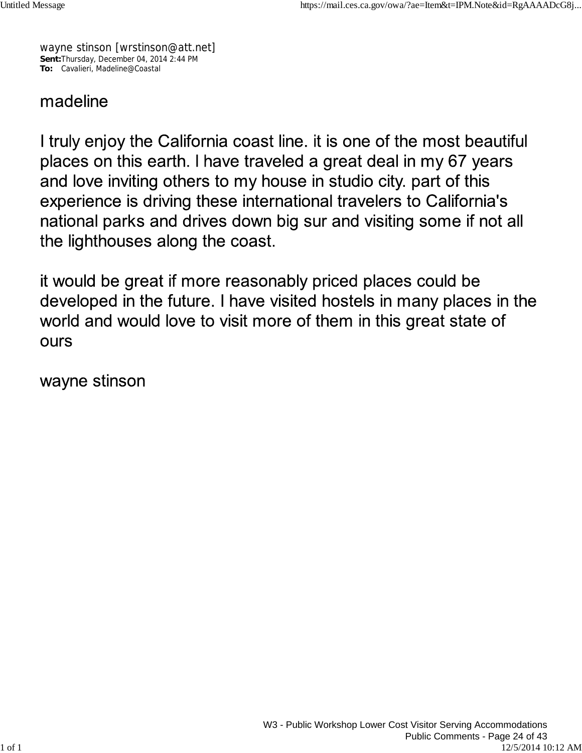wayne stinson [wrstinson@att.net]
**Sent:** Thursday, December 04, 2014 2:44 PM
**To:** Cavalieri, Madeline@Coastal

madeline

I truly enjoy the California coast line. it is one of the most beautiful places on this earth. I have traveled a great deal in my 67 years and love inviting others to my house in studio city. part of this experience is driving these international travelers to California's national parks and drives down big sur and visiting some if not all the lighthouses along the coast.

it would be great if more reasonably priced places could be developed in the future. I have visited hostels in many places in the world and would love to visit more of them in this great state of ours

wayne stinson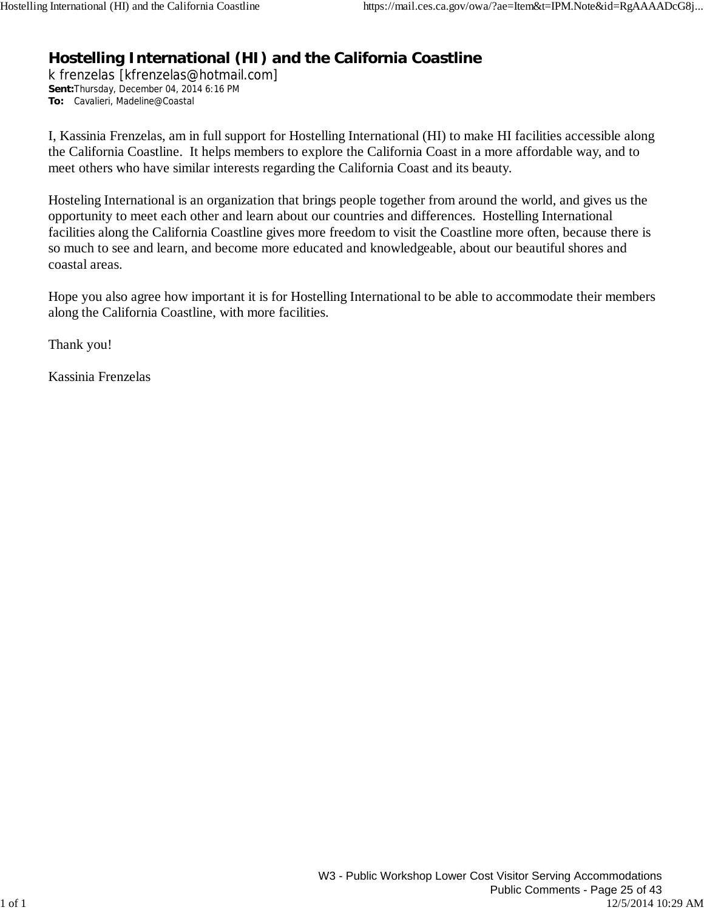# Hostelling International (HI) and the California Coastline

k frenzelas [kfrenzelas@hotmail.com]

**Sent:** Thursday, December 04, 2014 6:16 PM

**To:** Cavalieri, Madeline@Coastal

I, Kassinia Frenzelas, am in full support for Hostelling International (HI) to make HI facilities accessible along the California Coastline. It helps members to explore the California Coast in a more affordable way, and to meet others who have similar interests regarding the California Coast and its beauty.

Hosteling International is an organization that brings people together from around the world, and gives us the opportunity to meet each other and learn about our countries and differences. Hostelling International facilities along the California Coastline gives more freedom to visit the Coastline more often, because there is so much to see and learn, and become more educated and knowledgeable, about our beautiful shores and coastal areas.

Hope you also agree how important it is for Hostelling International to be able to accommodate their members along the California Coastline, with more facilities.

Thank you!

Kassinia Frenzelas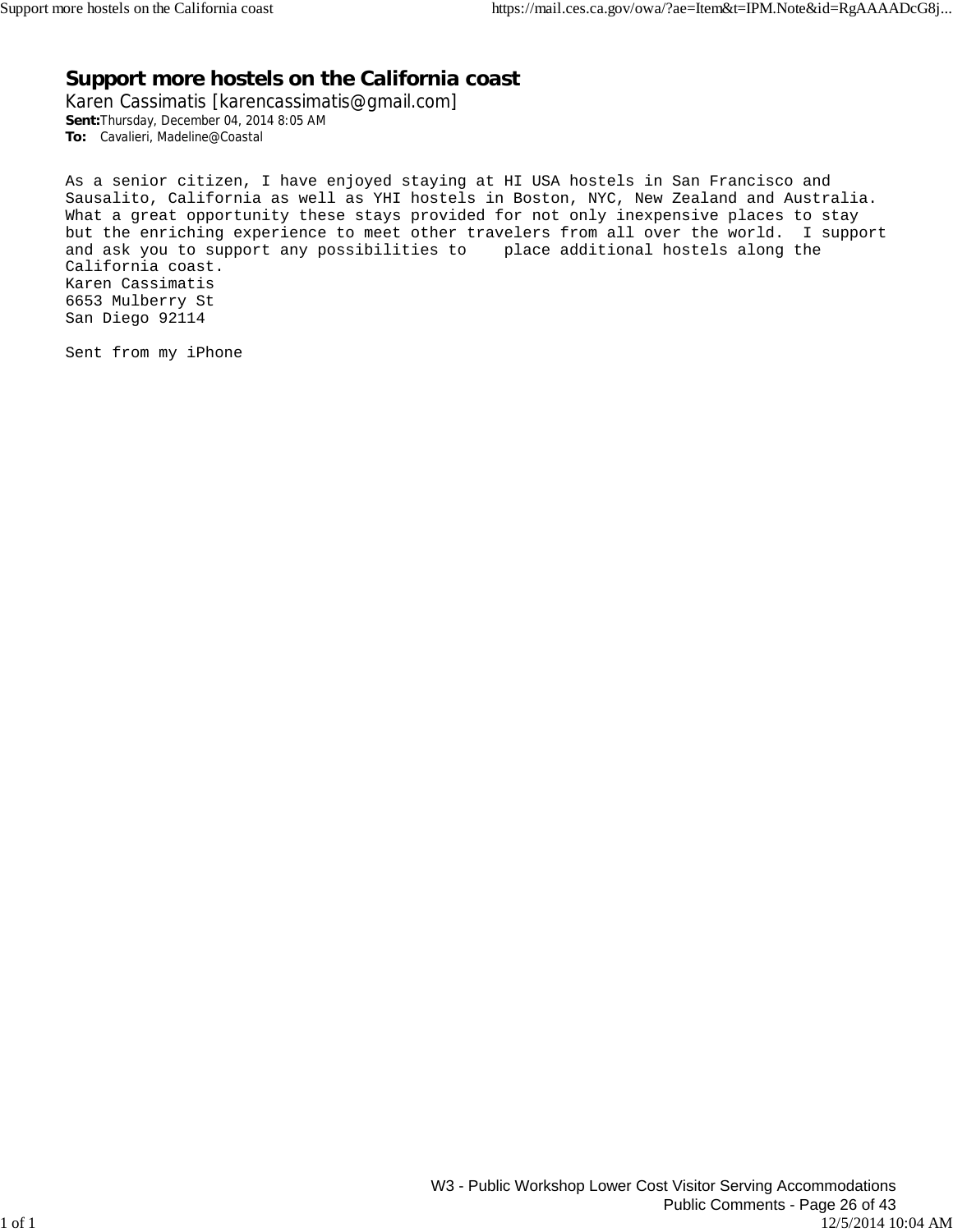# Support more hostels on the California coast

Karen Cassimatis [karencassimatis@gmail.com]

**Sent:** Thursday, December 04, 2014 8:05 AM

**To:** Cavalieri, Madeline@Coastal

As a senior citizen, I have enjoyed staying at HI USA hostels in San Francisco and Sausalito, California as well as YHI hostels in Boston, NYC, New Zealand and Australia. What a great opportunity these stays provided for not only inexpensive places to stay but the enriching experience to meet other travelers from all over the world. I support and ask you to support any possibilities to place additional hostels along the California coast.

Karen Cassimatis  
6653 Mulberry St  
San Diego 92114

Sent from my iPhone

W3 - Public Workshop Lower Cost Visitor Serving Accommodations  
Public Comments - Page 26 of 43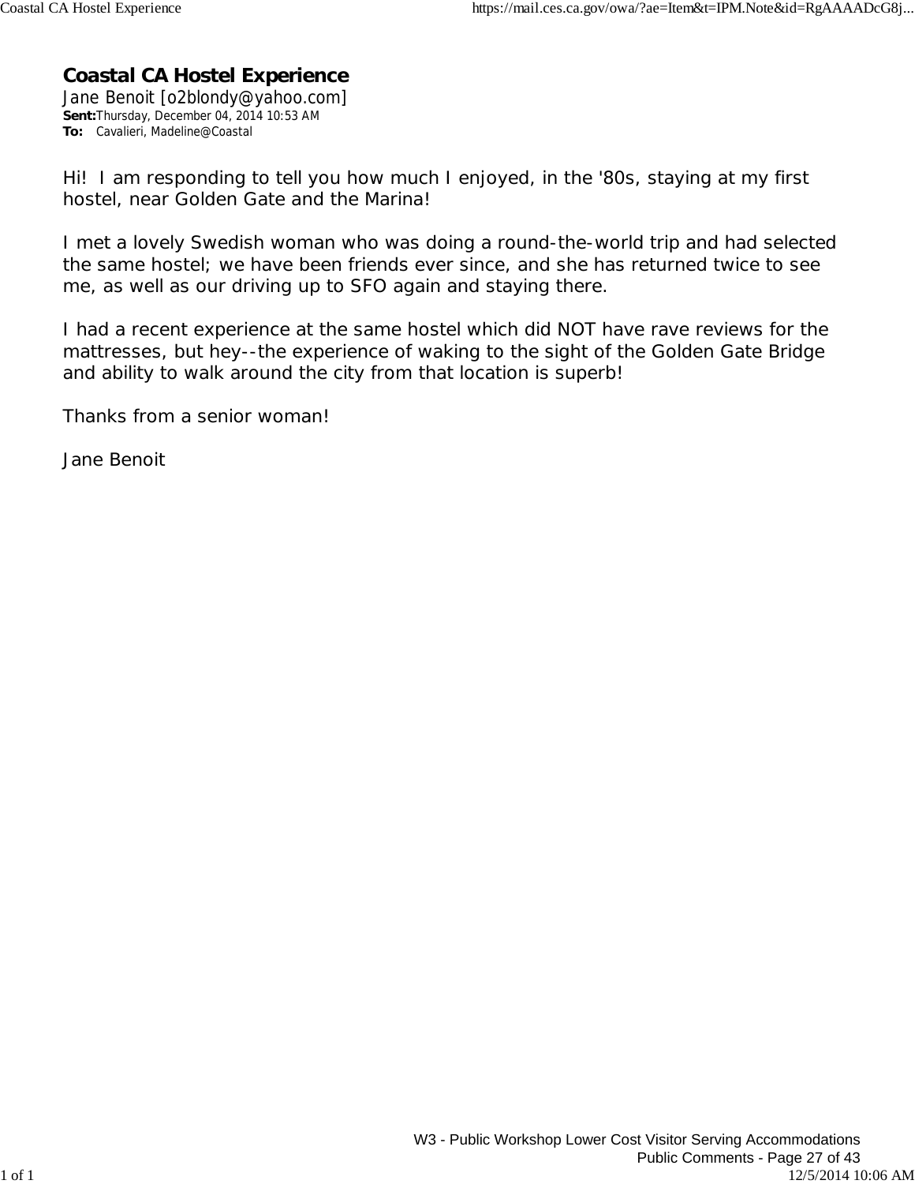# Coastal CA Hostel Experience

Jane Benoit [o2blondy@yahoo.com]
**Sent:** Thursday, December 04, 2014 10:53 AM
**To:** Cavalieri, Madeline@Coastal

Hi! I am responding to tell you how much I enjoyed, in the '80s, staying at my first hostel, near Golden Gate and the Marina!

I met a lovely Swedish woman who was doing a round-the-world trip and had selected the same hostel; we have been friends ever since, and she has returned twice to see me, as well as our driving up to SFO again and staying there.

I had a recent experience at the same hostel which did NOT have rave reviews for the mattresses, but hey--the experience of waking to the sight of the Golden Gate Bridge and ability to walk around the city from that location is superb!

Thanks from a senior woman!

Jane Benoit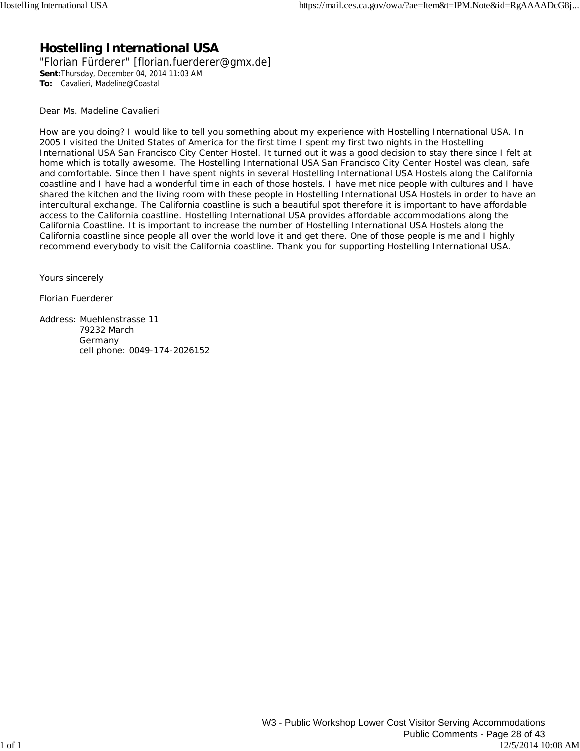# Hostelling International USA

"Florian Fürderer" [florian.fuerderer@gmx.de]

**Sent:** Thursday, December 04, 2014 11:03 AM

**To:** Cavalieri, Madeline@Coastal

Dear Ms. Madeline Cavalieri

How are you doing? I would like to tell you something about my experience with Hostelling International USA. In 2005 I visited the United States of America for the first time I spent my first two nights in the Hostelling International USA San Francisco City Center Hostel. It turned out it was a good decision to stay there since I felt at home which is totally awesome. The Hostelling International USA San Francisco City Center Hostel was clean, safe and comfortable. Since then I have spent nights in several Hostelling International USA Hostels along the California coastline and I have had a wonderful time in each of those hostels. I have met nice people with cultures and I have shared the kitchen and the living room with these people in Hostelling International USA Hostels in order to have an intercultural exchange. The California coastline is such a beautiful spot therefore it is important to have affordable access to the California coastline. Hostelling International USA provides affordable accommodations along the California Coastline. It is important to increase the number of Hostelling International USA Hostels along the California coastline since people all over the world love it and get there. One of those people is me and I highly recommend everybody to visit the California coastline. Thank you for supporting Hostelling International USA.

Yours sincerely

Florian Fuerderer

Address: Muehlenstrasse 11
79232 March
Germany
cell phone: 0049-174-2026152

W3 - Public Workshop Lower Cost Visitor Serving Accommodations
Public Comments - Page 28 of 43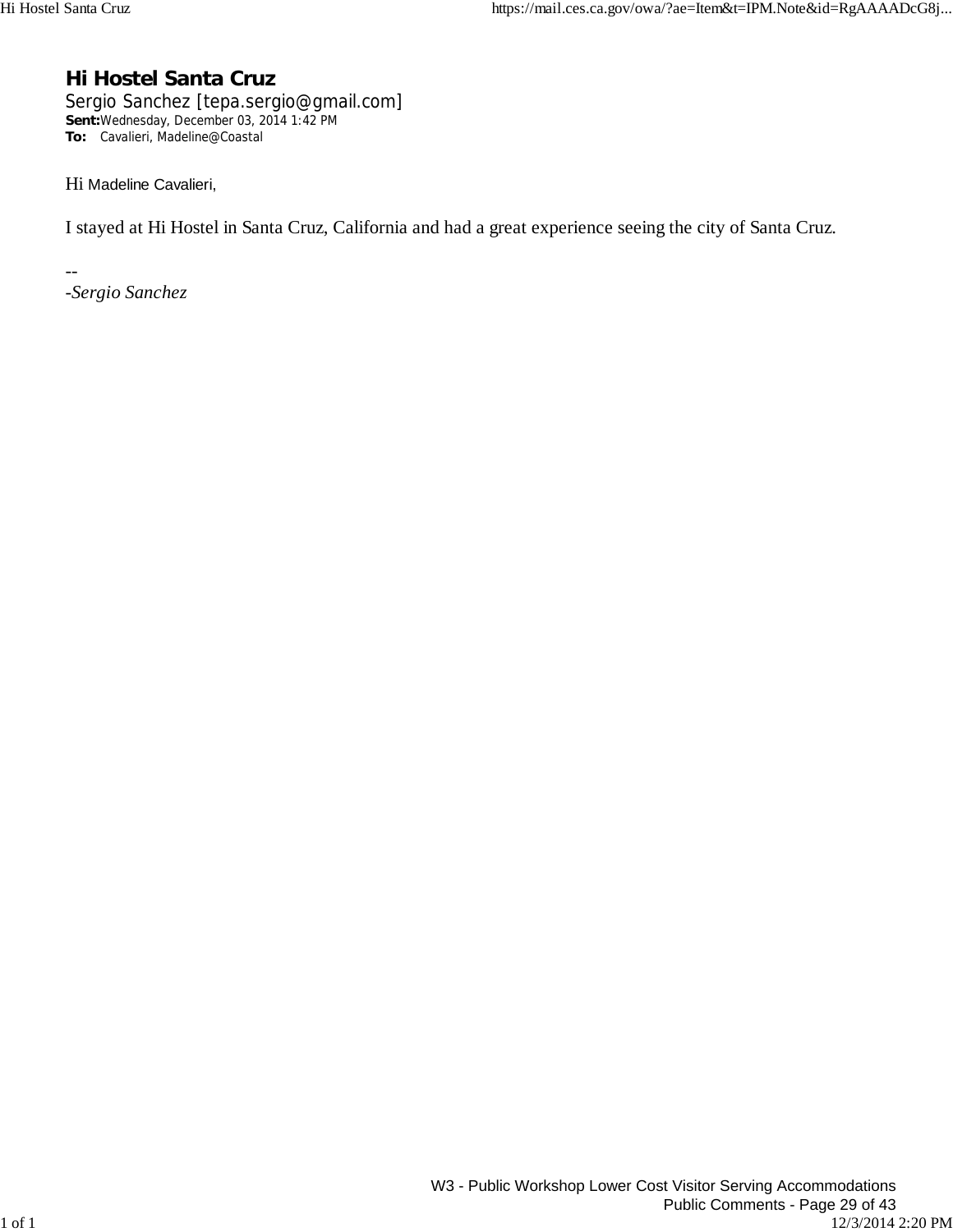# Hi Hostel Santa Cruz

Sergio Sanchez [tepa.sergio@gmail.com]

**Sent:** Wednesday, December 03, 2014 1:42 PM

**To:** Cavalieri, Madeline@Coastal

Hi Madeline Cavalieri,

I stayed at Hi Hostel in Santa Cruz, California and had a great experience seeing the city of Santa Cruz.

--

-*Sergio Sanchez*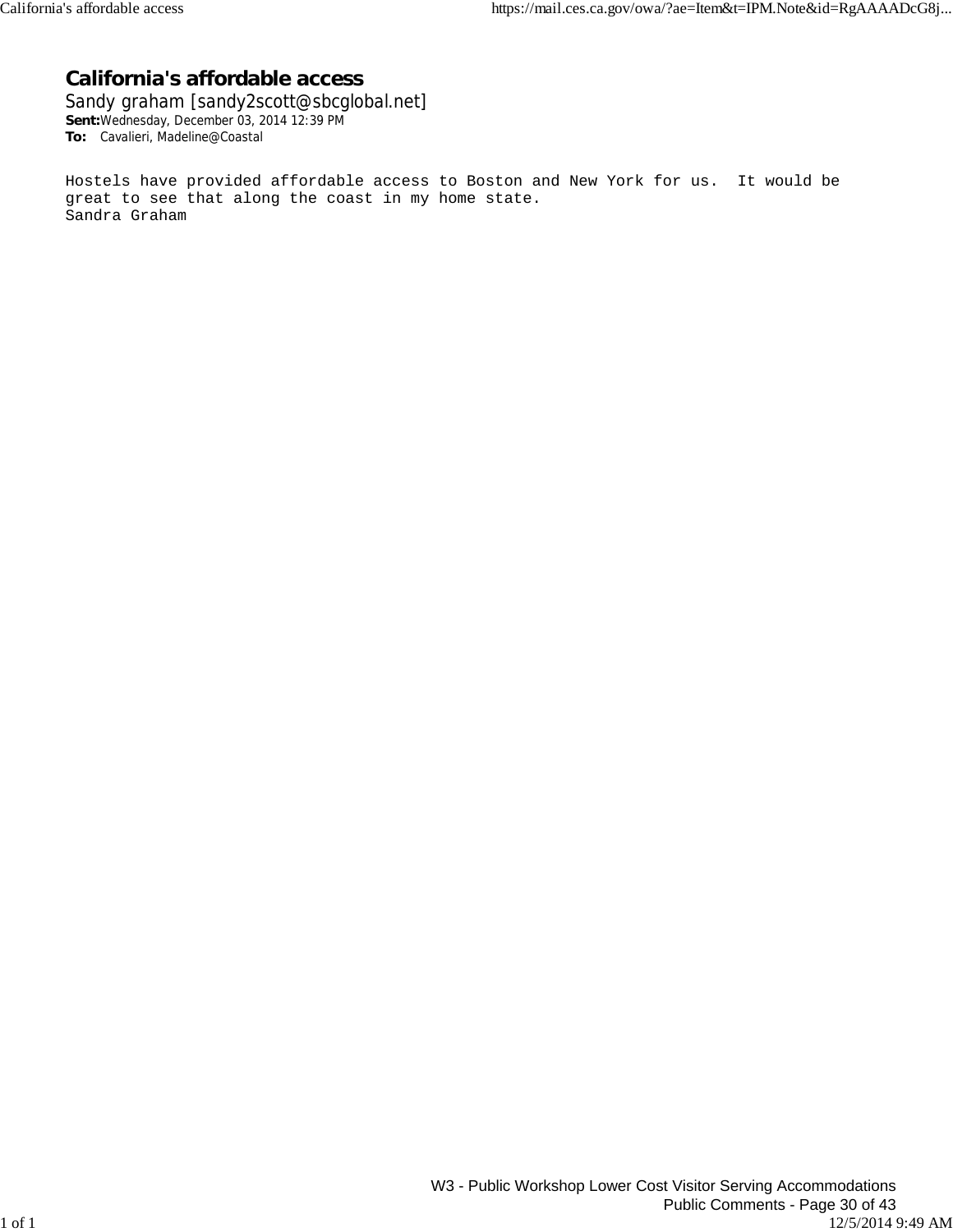# California's affordable access

Sandy graham [sandy2scott@sbcglobal.net]

**Sent:** Wednesday, December 03, 2014 12:39 PM

**To:** Cavalieri, Madeline@Coastal

Hostels have provided affordable access to Boston and New York for us. It would be great to see that along the coast in my home state.

Sandra Graham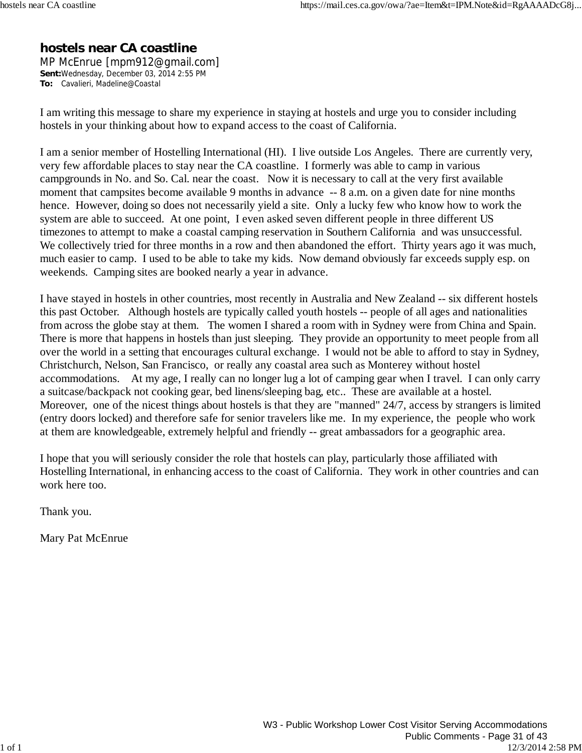# hostels near CA coastline

MP McEnrue [mpm912@gmail.com]
**Sent:** Wednesday, December 03, 2014 2:55 PM
**To:** Cavalieri, Madeline@Coastal

I am writing this message to share my experience in staying at hostels and urge you to consider including hostels in your thinking about how to expand access to the coast of California.

I am a senior member of Hostelling International (HI). I live outside Los Angeles. There are currently very, very few affordable places to stay near the CA coastline. I formerly was able to camp in various campgrounds in No. and So. Cal. near the coast. Now it is necessary to call at the very first available moment that campsites become available 9 months in advance -- 8 a.m. on a given date for nine months hence. However, doing so does not necessarily yield a site. Only a lucky few who know how to work the system are able to succeed. At one point, I even asked seven different people in three different US timezones to attempt to make a coastal camping reservation in Southern California and was unsuccessful. We collectively tried for three months in a row and then abandoned the effort. Thirty years ago it was much, much easier to camp. I used to be able to take my kids. Now demand obviously far exceeds supply esp. on weekends. Camping sites are booked nearly a year in advance.

I have stayed in hostels in other countries, most recently in Australia and New Zealand -- six different hostels this past October. Although hostels are typically called youth hostels -- people of all ages and nationalities from across the globe stay at them. The women I shared a room with in Sydney were from China and Spain. There is more that happens in hostels than just sleeping. They provide an opportunity to meet people from all over the world in a setting that encourages cultural exchange. I would not be able to afford to stay in Sydney, Christchurch, Nelson, San Francisco, or really any coastal area such as Monterey without hostel accommodations. At my age, I really can no longer lug a lot of camping gear when I travel. I can only carry a suitcase/backpack not cooking gear, bed linens/sleeping bag, etc.. These are available at a hostel. Moreover, one of the nicest things about hostels is that they are "manned" 24/7, access by strangers is limited (entry doors locked) and therefore safe for senior travelers like me. In my experience, the people who work at them are knowledgeable, extremely helpful and friendly -- great ambassadors for a geographic area.

I hope that you will seriously consider the role that hostels can play, particularly those affiliated with Hostelling International, in enhancing access to the coast of California. They work in other countries and can work here too.

Thank you.

Mary Pat McEnrue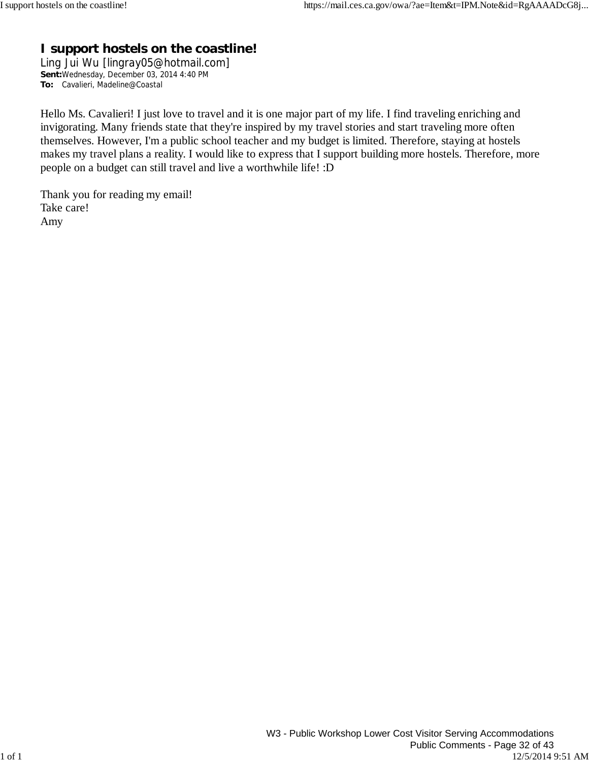# I support hostels on the coastline!

Ling Jui Wu [lingray05@hotmail.com]

**Sent:** Wednesday, December 03, 2014 4:40 PM

**To:** Cavalieri, Madeline@Coastal

Hello Ms. Cavalieri! I just love to travel and it is one major part of my life. I find traveling enriching and invigorating. Many friends state that they're inspired by my travel stories and start traveling more often themselves. However, I'm a public school teacher and my budget is limited. Therefore, staying at hostels makes my travel plans a reality. I would like to express that I support building more hostels. Therefore, more people on a budget can still travel and live a worthwhile life! :D

Thank you for reading my email!
Take care!
Amy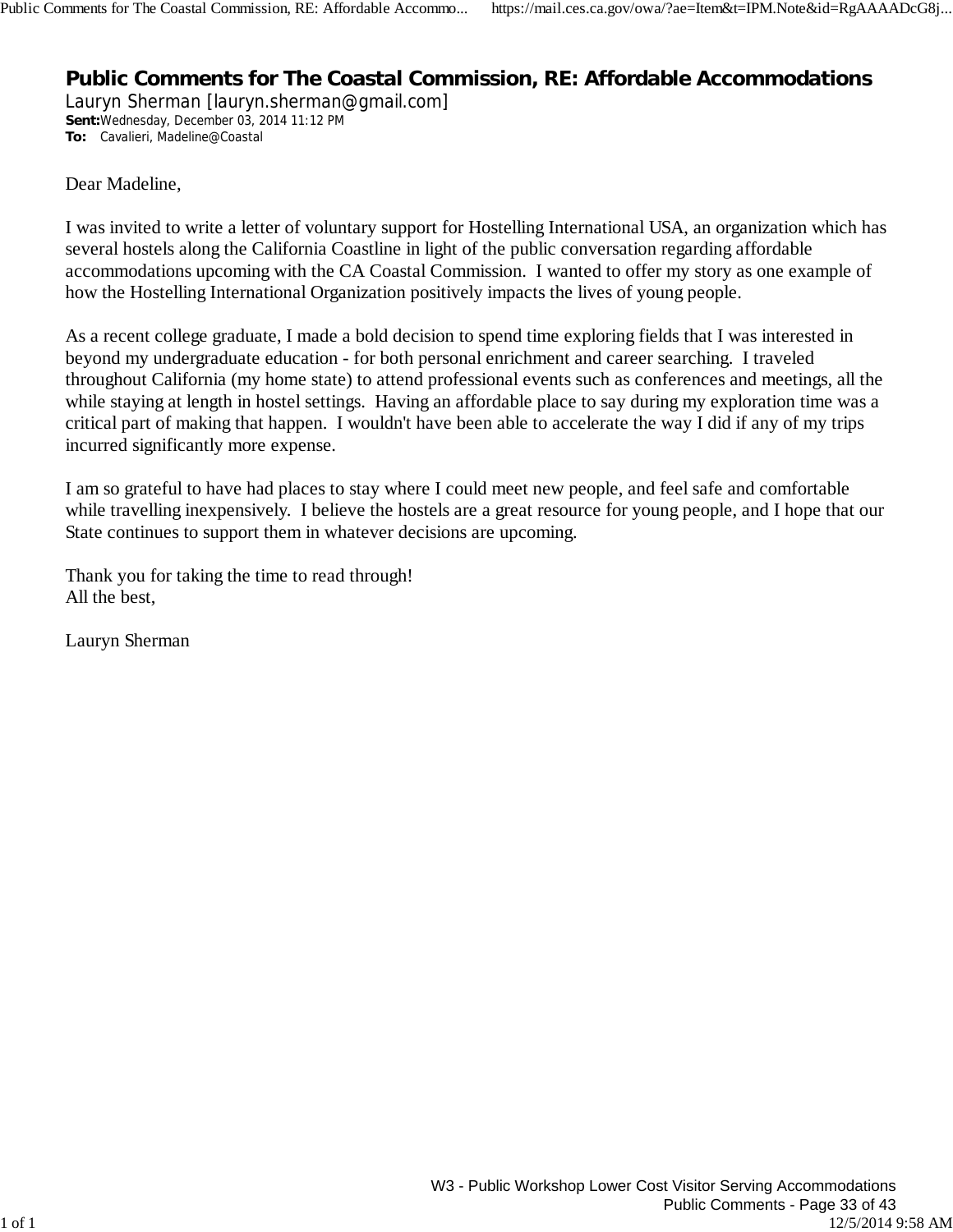# Public Comments for The Coastal Commission, RE: Affordable Accommodations

Lauryn Sherman [lauryn.sherman@gmail.com]

**Sent:** Wednesday, December 03, 2014 11:12 PM

**To:** Cavalieri, Madeline@Coastal

Dear Madeline,

I was invited to write a letter of voluntary support for Hostelling International USA, an organization which has several hostels along the California Coastline in light of the public conversation regarding affordable accommodations upcoming with the CA Coastal Commission. I wanted to offer my story as one example of how the Hostelling International Organization positively impacts the lives of young people.

As a recent college graduate, I made a bold decision to spend time exploring fields that I was interested in beyond my undergraduate education - for both personal enrichment and career searching. I traveled throughout California (my home state) to attend professional events such as conferences and meetings, all the while staying at length in hostel settings. Having an affordable place to say during my exploration time was a critical part of making that happen. I wouldn't have been able to accelerate the way I did if any of my trips incurred significantly more expense.

I am so grateful to have had places to stay where I could meet new people, and feel safe and comfortable while travelling inexpensively. I believe the hostels are a great resource for young people, and I hope that our State continues to support them in whatever decisions are upcoming.

Thank you for taking the time to read through!
All the best,

Lauryn Sherman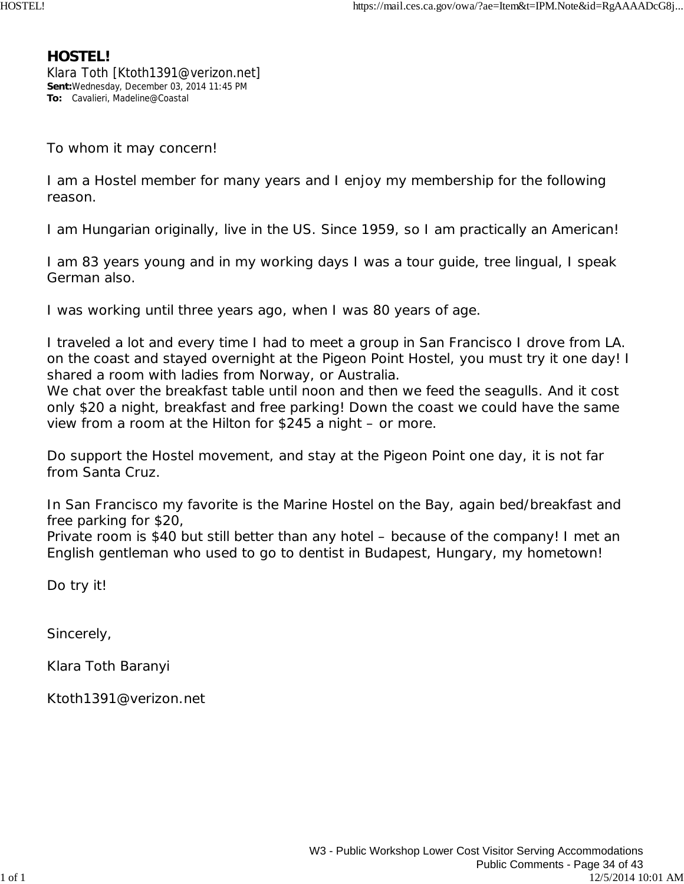# HOSTEL!

Klara Toth [Ktoth1391@verizon.net]

**Sent:** Wednesday, December 03, 2014 11:45 PM

**To:** Cavalieri, Madeline@Coastal

To whom it may concern!

I am a Hostel member for many years and I enjoy my membership for the following reason.

I am Hungarian originally, live in the US. Since 1959, so I am practically an American!

I am 83 years young and in my working days I was a tour guide, tree lingual, I speak German also.

I was working until three years ago, when I was 80 years of age.

I traveled a lot and every time I had to meet a group in San Francisco I drove from LA. on the coast and stayed overnight at the Pigeon Point Hostel, you must try it one day! I shared a room with ladies from Norway, or Australia.
We chat over the breakfast table until noon and then we feed the seagulls. And it cost only $20 a night, breakfast and free parking! Down the coast we could have the same view from a room at the Hilton for $245 a night – or more.

Do support the Hostel movement, and stay at the Pigeon Point one day, it is not far from Santa Cruz.

In San Francisco my favorite is the Marine Hostel on the Bay, again bed/breakfast and free parking for $20,
Private room is $40 but still better than any hotel – because of the company! I met an English gentleman who used to go to dentist in Budapest, Hungary, my hometown!

Do try it!

Sincerely,

Klara Toth Baranyi

Ktoth1391@verizon.net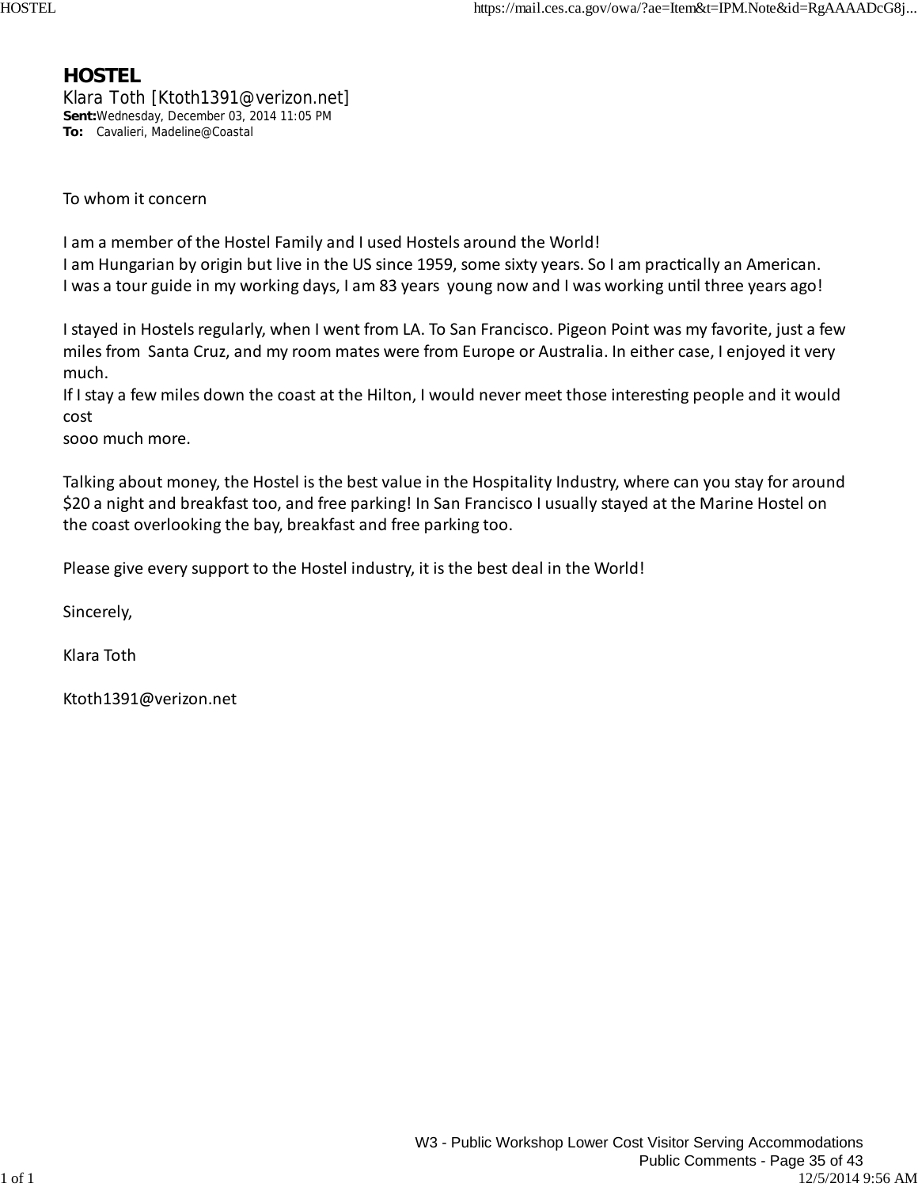# HOSTEL

Klara Toth [Ktoth1391@verizon.net]

**Sent:** Wednesday, December 03, 2014 11:05 PM

**To:** Cavalieri, Madeline@Coastal

To whom it concern

I am a member of the Hostel Family and I used Hostels around the World!
I am Hungarian by origin but live in the US since 1959, some sixty years. So I am practically an American.
I was a tour guide in my working days, I am 83 years young now and I was working until three years ago!

I stayed in Hostels regularly, when I went from LA. To San Francisco. Pigeon Point was my favorite, just a few miles from Santa Cruz, and my room mates were from Europe or Australia. In either case, I enjoyed it very much.
If I stay a few miles down the coast at the Hilton, I would never meet those interesting people and it would cost
sooo much more.

Talking about money, the Hostel is the best value in the Hospitality Industry, where can you stay for around $20 a night and breakfast too, and free parking! In San Francisco I usually stayed at the Marine Hostel on the coast overlooking the bay, breakfast and free parking too.

Please give every support to the Hostel industry, it is the best deal in the World!

Sincerely,

Klara Toth

Ktoth1391@verizon.net

W3 - Public Workshop Lower Cost Visitor Serving Accommodations
Public Comments - Page 35 of 43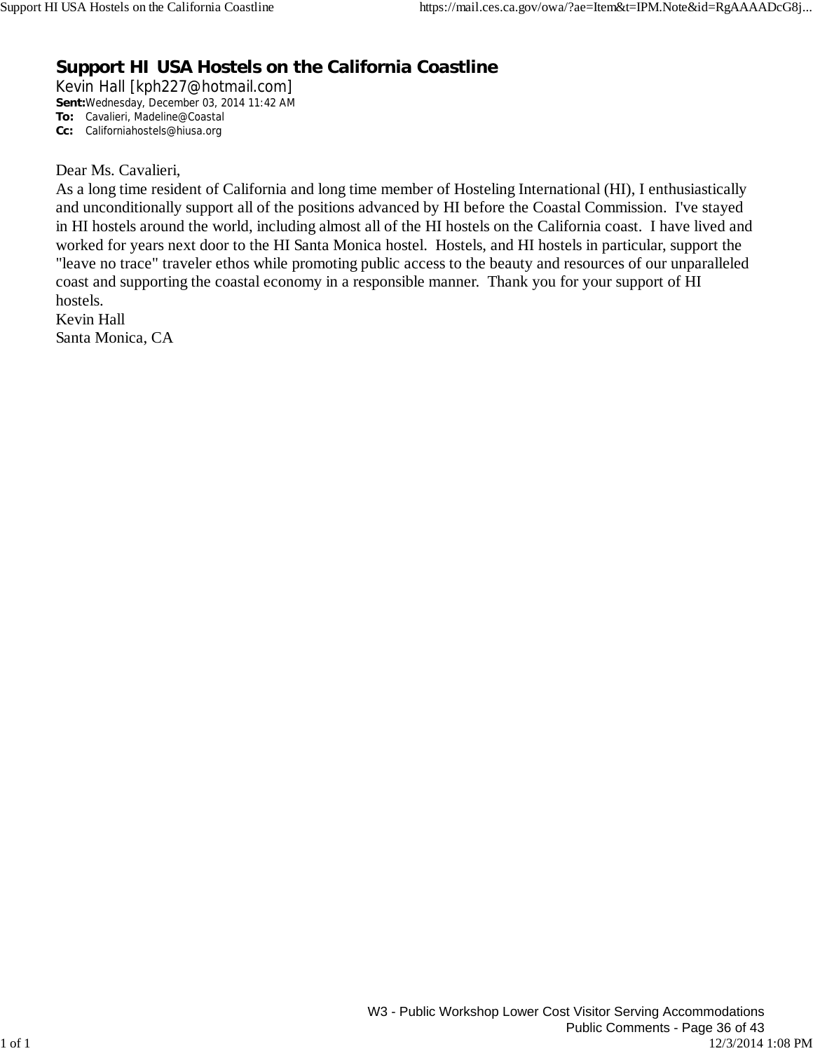# Support HI USA Hostels on the California Coastline

Kevin Hall [kph227@hotmail.com]

**Sent:** Wednesday, December 03, 2014 11:42 AM

**To:** Cavalieri, Madeline@Coastal

**Cc:** Californiahostels@hiusa.org

Dear Ms. Cavalieri,

As a long time resident of California and long time member of Hosteling International (HI), I enthusiastically and unconditionally support all of the positions advanced by HI before the Coastal Commission. I've stayed in HI hostels around the world, including almost all of the HI hostels on the California coast. I have lived and worked for years next door to the HI Santa Monica hostel. Hostels, and HI hostels in particular, support the "leave no trace" traveler ethos while promoting public access to the beauty and resources of our unparalleled coast and supporting the coastal economy in a responsible manner. Thank you for your support of HI hostels.

Kevin Hall

Santa Monica, CA

W3 - Public Workshop Lower Cost Visitor Serving Accommodations

Public Comments - Page 36 of 43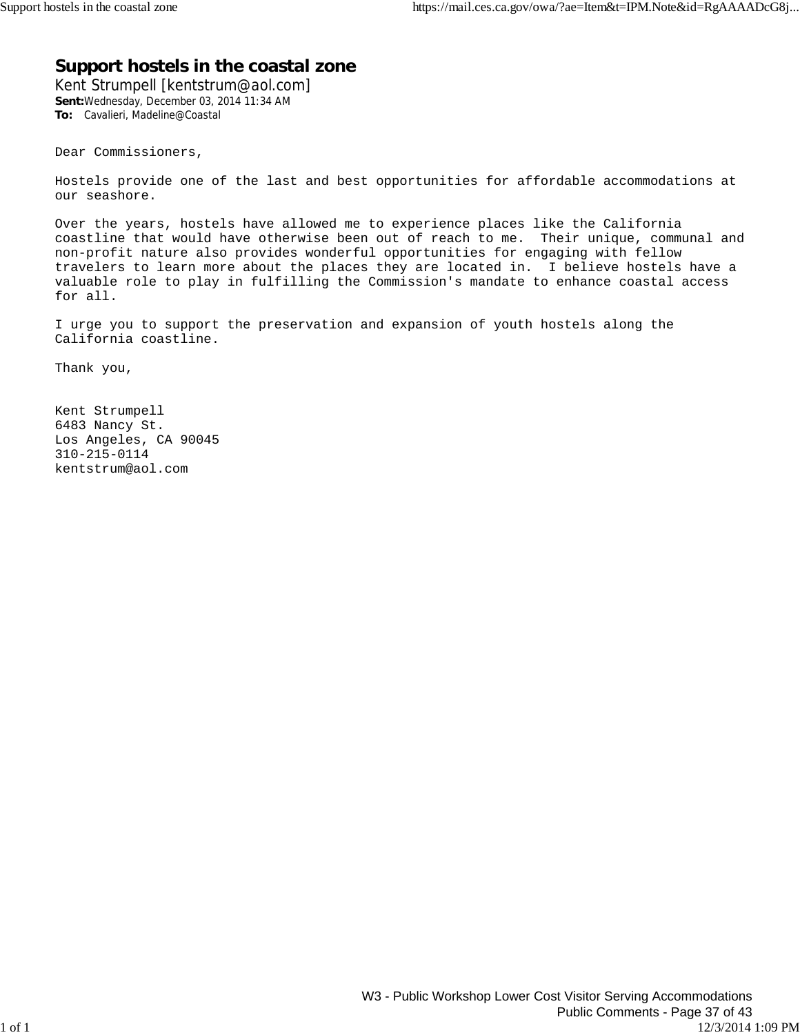# Support hostels in the coastal zone

Kent Strumpell [kentstrum@aol.com]

**Sent:** Wednesday, December 03, 2014 11:34 AM

**To:** Cavalieri, Madeline@Coastal

Dear Commissioners,

Hostels provide one of the last and best opportunities for affordable accommodations at our seashore.

Over the years, hostels have allowed me to experience places like the California coastline that would have otherwise been out of reach to me. Their unique, communal and non-profit nature also provides wonderful opportunities for engaging with fellow travelers to learn more about the places they are located in. I believe hostels have a valuable role to play in fulfilling the Commission's mandate to enhance coastal access for all.

I urge you to support the preservation and expansion of youth hostels along the California coastline.

Thank you,

Kent Strumpell
6483 Nancy St.
Los Angeles, CA 90045
310-215-0114
kentstrum@aol.com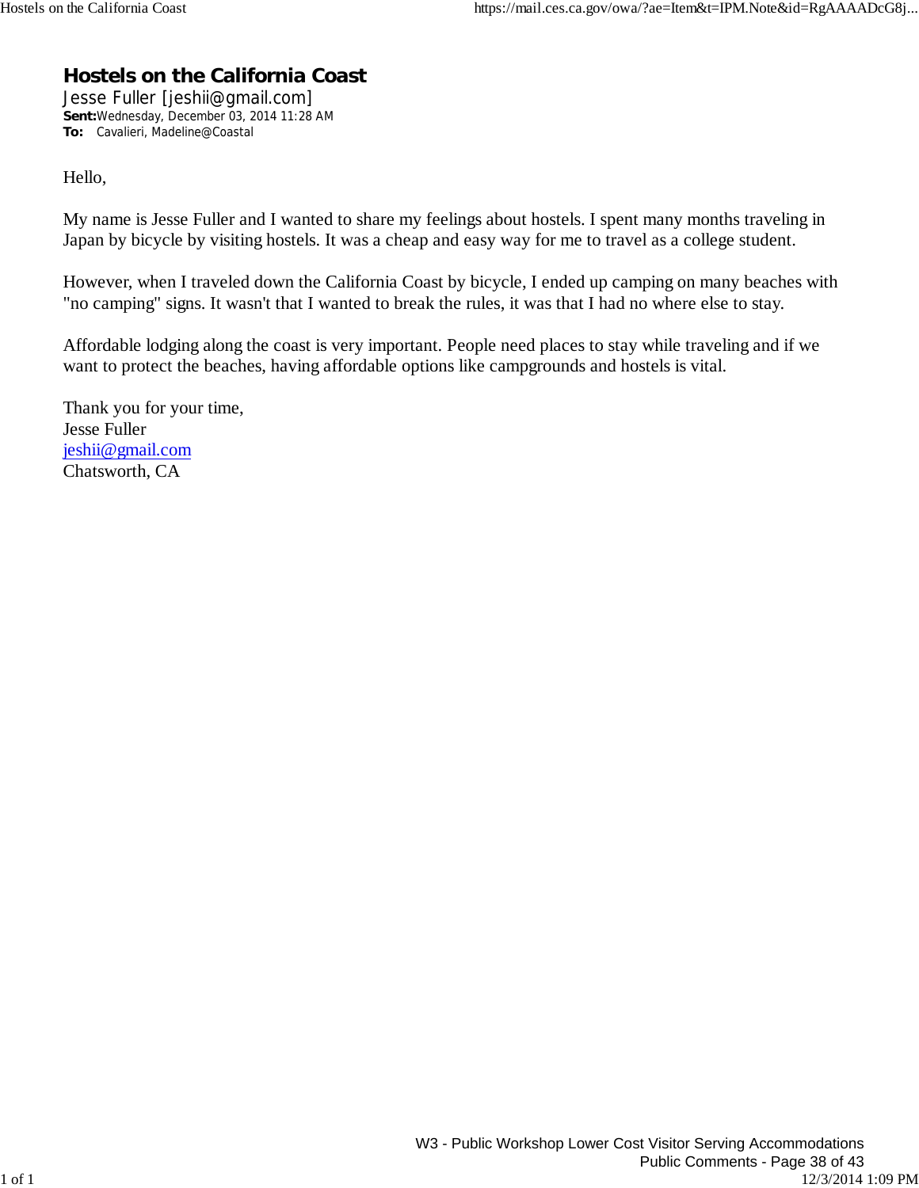# Hostels on the California Coast

Jesse Fuller [jeshii@gmail.com]
**Sent:** Wednesday, December 03, 2014 11:28 AM
**To:** Cavalieri, Madeline@Coastal

Hello,

My name is Jesse Fuller and I wanted to share my feelings about hostels. I spent many months traveling in Japan by bicycle by visiting hostels. It was a cheap and easy way for me to travel as a college student.

However, when I traveled down the California Coast by bicycle, I ended up camping on many beaches with "no camping" signs. It wasn't that I wanted to break the rules, it was that I had no where else to stay.

Affordable lodging along the coast is very important. People need places to stay while traveling and if we want to protect the beaches, having affordable options like campgrounds and hostels is vital.

Thank you for your time,
Jesse Fuller
jeshii@gmail.com
Chatsworth, CA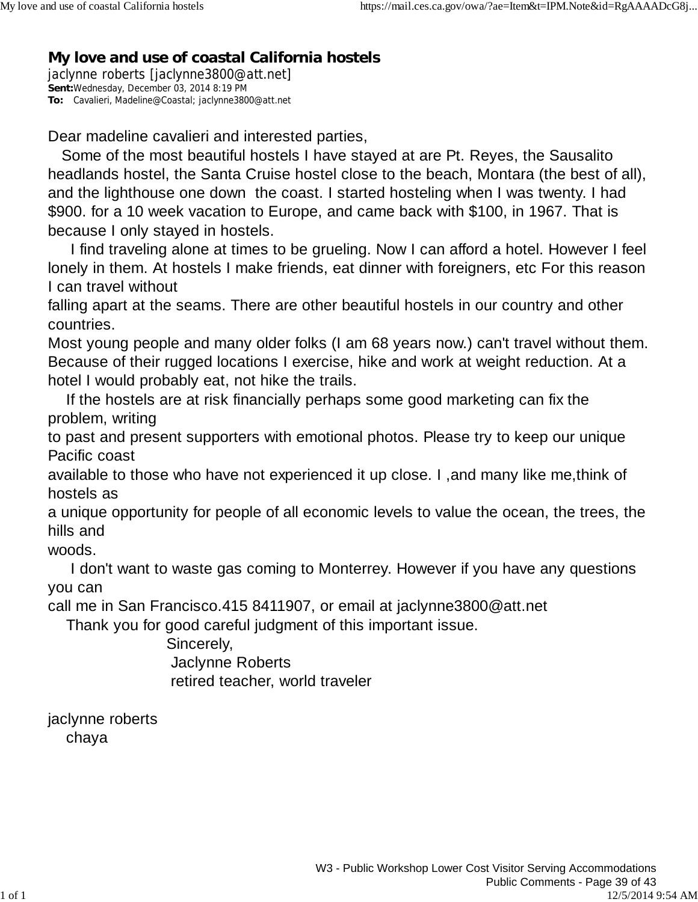# My love and use of coastal California hostels

jaclynne roberts [jaclynne3800@att.net]
**Sent:** Wednesday, December 03, 2014 8:19 PM
**To:** Cavalieri, Madeline@Coastal; jaclynne3800@att.net

Dear madeline cavalieri and interested parties,

Some of the most beautiful hostels I have stayed at are Pt. Reyes, the Sausalito headlands hostel, the Santa Cruise hostel close to the beach, Montara (the best of all), and the lighthouse one down the coast. I started hosteling when I was twenty. I had $900. for a 10 week vacation to Europe, and came back with $100, in 1967. That is because I only stayed in hostels.

I find traveling alone at times to be grueling. Now I can afford a hotel. However I feel lonely in them. At hostels I make friends, eat dinner with foreigners, etc For this reason I can travel without falling apart at the seams. There are other beautiful hostels in our country and other countries.

Most young people and many older folks (I am 68 years now.) can't travel without them. Because of their rugged locations I exercise, hike and work at weight reduction. At a hotel I would probably eat, not hike the trails.

If the hostels are at risk financially perhaps some good marketing can fix the problem, writing to past and present supporters with emotional photos. Please try to keep our unique Pacific coast available to those who have not experienced it up close. I ,and many like me,think of hostels as a unique opportunity for people of all economic levels to value the ocean, the trees, the hills and woods.

I don't want to waste gas coming to Monterrey. However if you have any questions you can call me in San Francisco.415 8411907, or email at jaclynne3800@att.net

Thank you for good careful judgment of this important issue.

Sincerely,
Jaclynne Roberts
retired teacher, world traveler

jaclynne roberts
chaya

W3 - Public Workshop Lower Cost Visitor Serving Accommodations
Public Comments - Page 39 of 43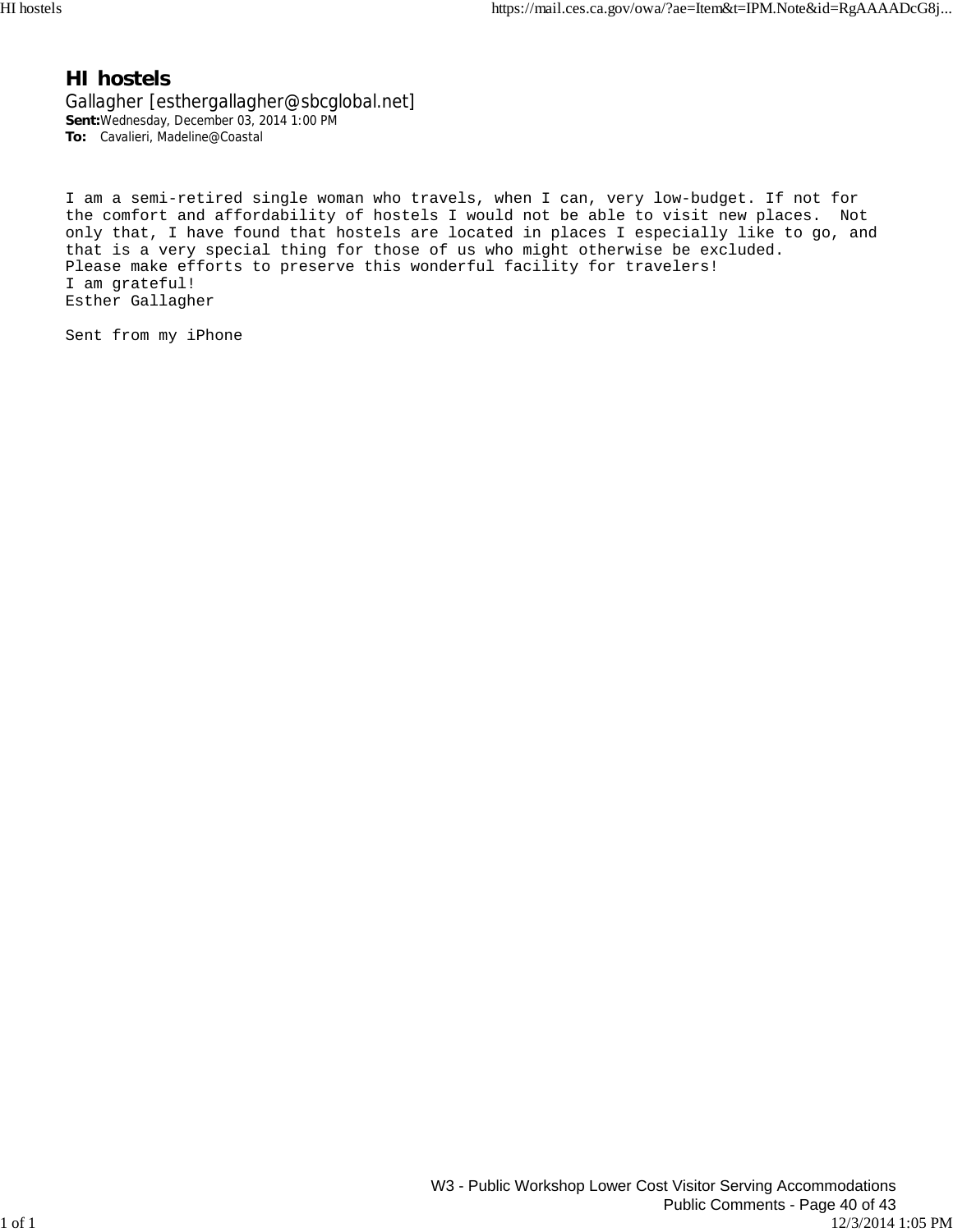# HI hostels

Gallagher [esthergallagher@sbcglobal.net]

**Sent:** Wednesday, December 03, 2014 1:00 PM

**To:** Cavalieri, Madeline@Coastal

I am a semi-retired single woman who travels, when I can, very low-budget. If not for the comfort and affordability of hostels I would not be able to visit new places. Not only that, I have found that hostels are located in places I especially like to go, and that is a very special thing for those of us who might otherwise be excluded.
Please make efforts to preserve this wonderful facility for travelers!
I am grateful!
Esther Gallagher

Sent from my iPhone

W3 - Public Workshop Lower Cost Visitor Serving Accommodations
Public Comments - Page 40 of 43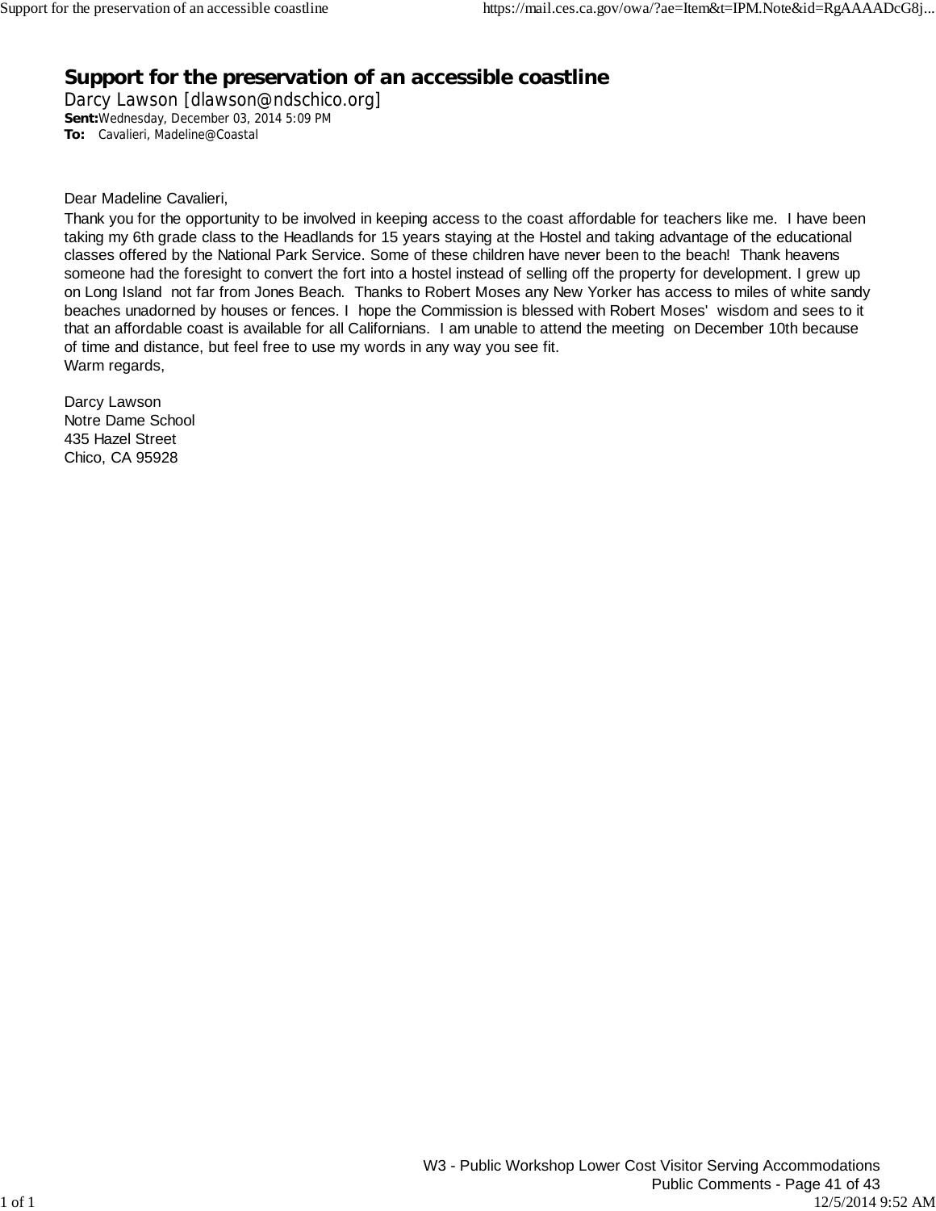# Support for the preservation of an accessible coastline

Darcy Lawson [dlawson@ndschico.org]

**Sent:** Wednesday, December 03, 2014 5:09 PM

**To:** Cavalieri, Madeline@Coastal

Dear Madeline Cavalieri,

Thank you for the opportunity to be involved in keeping access to the coast affordable for teachers like me. I have been taking my 6th grade class to the Headlands for 15 years staying at the Hostel and taking advantage of the educational classes offered by the National Park Service. Some of these children have never been to the beach! Thank heavens someone had the foresight to convert the fort into a hostel instead of selling off the property for development. I grew up on Long Island not far from Jones Beach. Thanks to Robert Moses any New Yorker has access to miles of white sandy beaches unadorned by houses or fences. I hope the Commission is blessed with Robert Moses' wisdom and sees to it that an affordable coast is available for all Californians. I am unable to attend the meeting on December 10th because of time and distance, but feel free to use my words in any way you see fit.

Warm regards,

Darcy Lawson
Notre Dame School
435 Hazel Street
Chico, CA 95928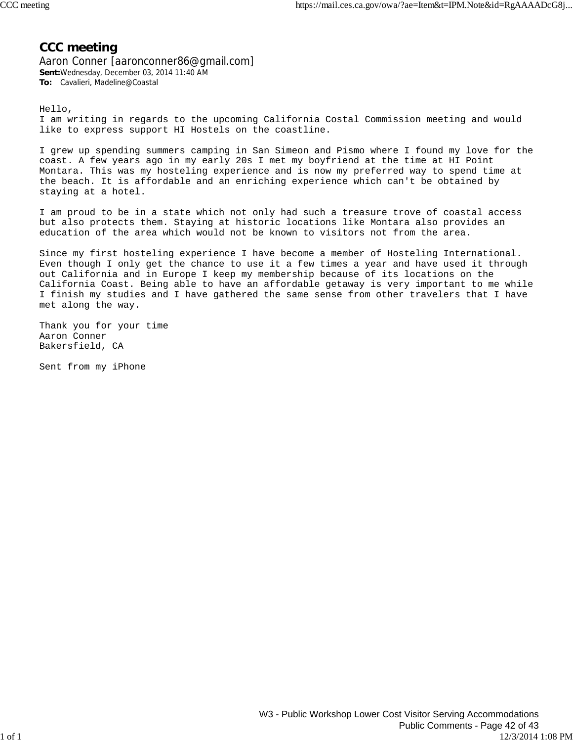# CCC meeting

Aaron Conner [aaronconner86@gmail.com]

**Sent:** Wednesday, December 03, 2014 11:40 AM

**To:** Cavalieri, Madeline@Coastal

Hello,
I am writing in regards to the upcoming California Costal Commission meeting and would like to express support HI Hostels on the coastline.

I grew up spending summers camping in San Simeon and Pismo where I found my love for the coast. A few years ago in my early 20s I met my boyfriend at the time at HI Point Montara. This was my hosteling experience and is now my preferred way to spend time at the beach. It is affordable and an enriching experience which can't be obtained by staying at a hotel.

I am proud to be in a state which not only had such a treasure trove of coastal access but also protects them. Staying at historic locations like Montara also provides an education of the area which would not be known to visitors not from the area.

Since my first hosteling experience I have become a member of Hosteling International. Even though I only get the chance to use it a few times a year and have used it through out California and in Europe I keep my membership because of its locations on the California Coast. Being able to have an affordable getaway is very important to me while I finish my studies and I have gathered the same sense from other travelers that I have met along the way.

Thank you for your time
Aaron Conner
Bakersfield, CA

Sent from my iPhone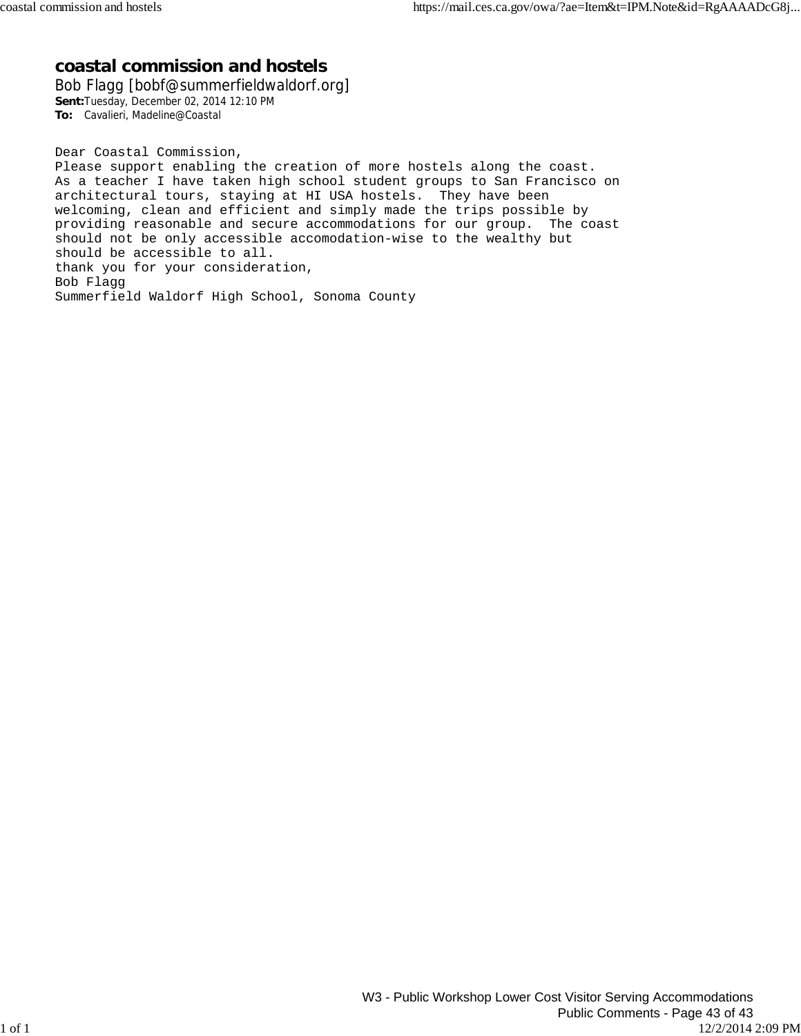# coastal commission and hostels

Bob Flagg [bobf@summerfieldwaldorf.org]

**Sent:** Tuesday, December 02, 2014 12:10 PM

**To:** Cavalieri, Madeline@Coastal

Dear Coastal Commission,
Please support enabling the creation of more hostels along the coast.
As a teacher I have taken high school student groups to San Francisco on architectural tours, staying at HI USA hostels. They have been welcoming, clean and efficient and simply made the trips possible by providing reasonable and secure accommodations for our group. The coast should not be only accessible accomodation-wise to the wealthy but should be accessible to all.
thank you for your consideration,
Bob Flagg
Summerfield Waldorf High School, Sonoma County